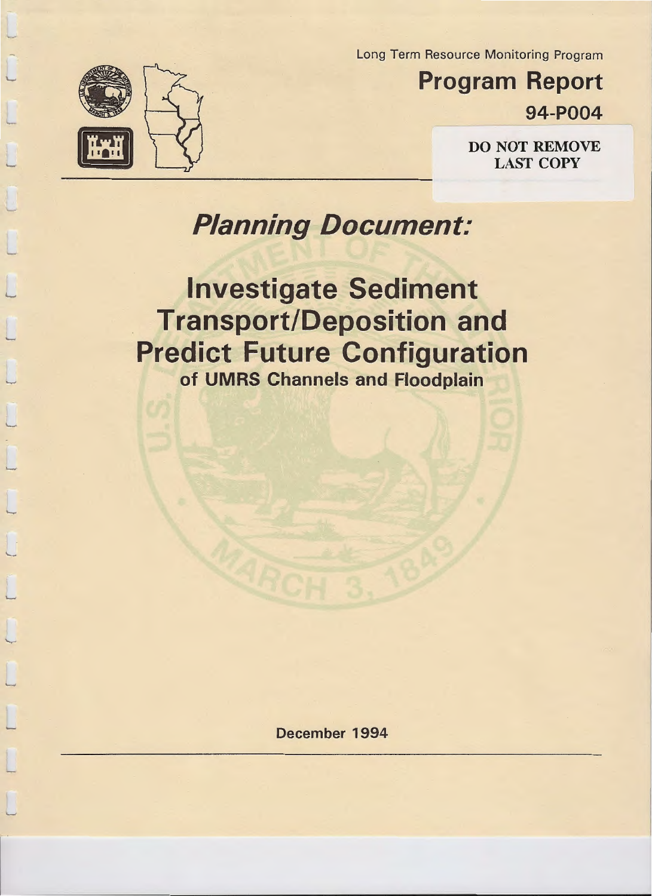Long Term Resource Monitoring Program

# Program Report

**94-P004**

DO NOT REMOVE
LAST COPY

## *Planning Document:*

# Investigate Sediment Transport/Deposition and Predict Future Configuration

### of UMRS Channels and Floodplain

**December 1994**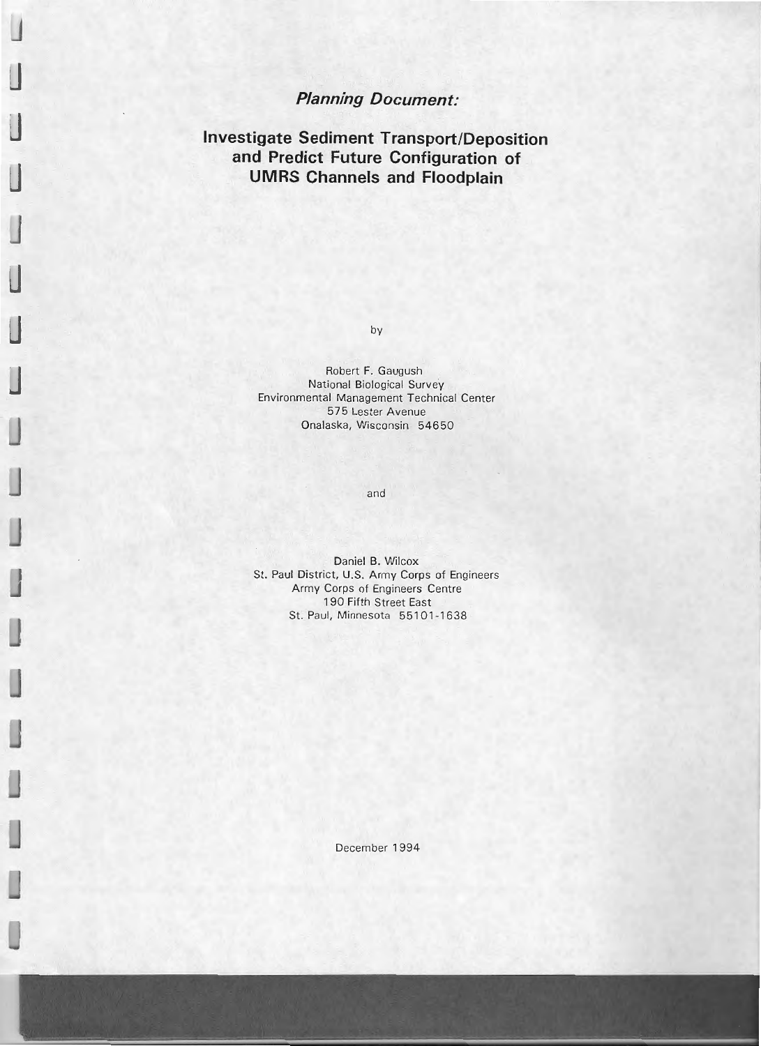*Planning Document:*

# Investigate Sediment Transport/Deposition and Predict Future Configuration of UMRS Channels and Floodplain

by

Robert F. Gaugush
National Biological Survey
Environmental Management Technical Center
575 Lester Avenue
Onalaska, Wisconsin 54650

and

Daniel B. Wilcox
St. Paul District, U.S. Army Corps of Engineers
Army Corps of Engineers Centre
190 Fifth Street East
St. Paul, Minnesota 55101-1638

December 1994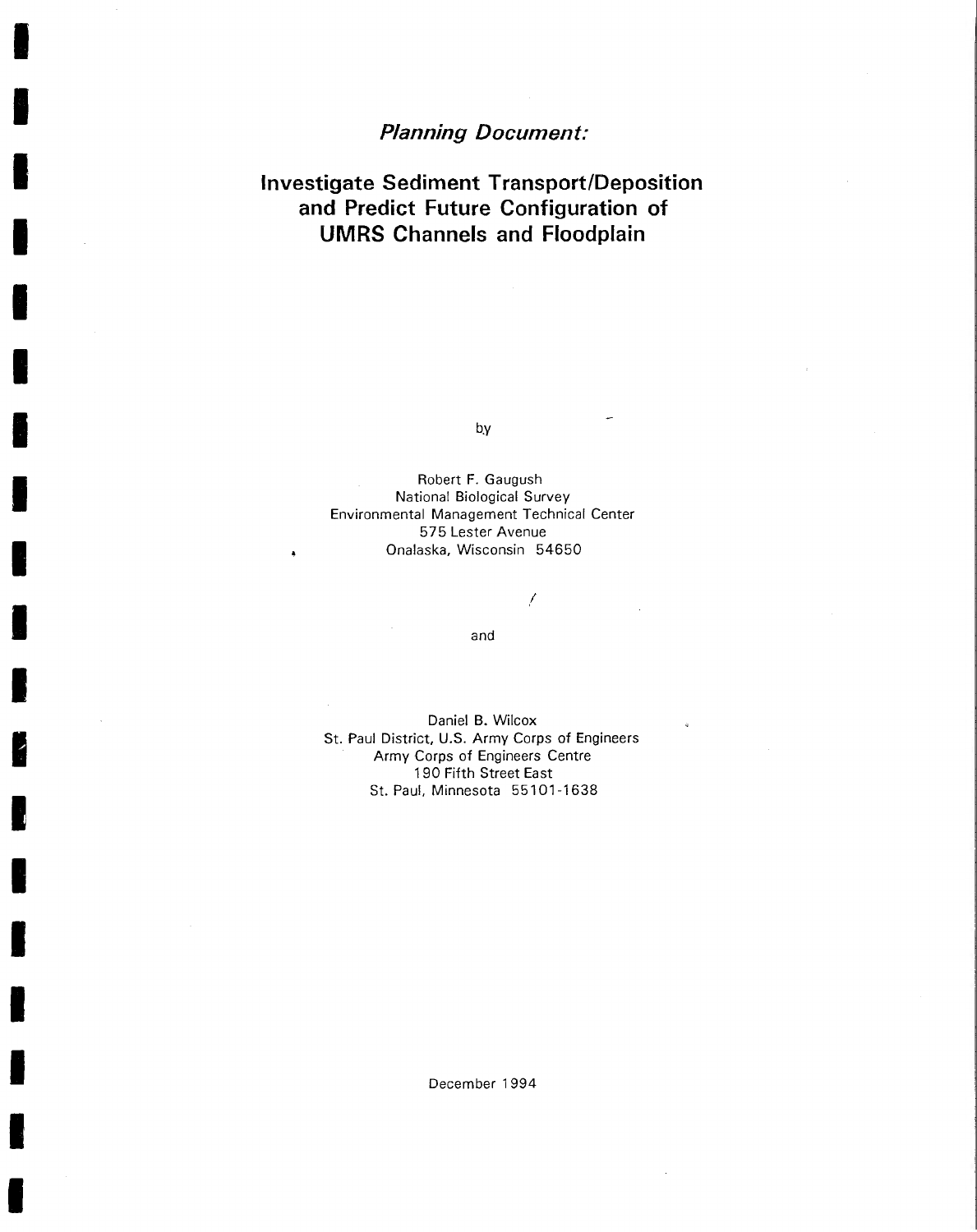*Planning Document:*

# Investigate Sediment Transport/Deposition and Predict Future Configuration of UMRS Channels and Floodplain

by

Robert F. Gaugush
National Biological Survey
Environmental Management Technical Center
575 Lester Avenue
Onalaska, Wisconsin 54650

and

Daniel B. Wilcox
St. Paul District, U.S. Army Corps of Engineers
Army Corps of Engineers Centre
190 Fifth Street East
St. Paul, Minnesota 55101-1638

December 1994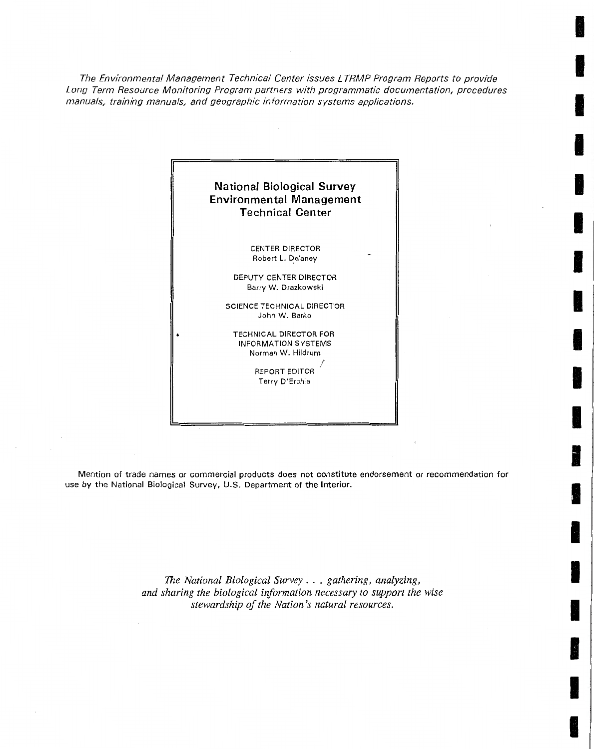*The Environmental Management Technical Center issues LTRMP Program Reports to provide Long Term Resource Monitoring Program partners with programmatic documentation, procedures manuals, training manuals, and geographic information systems applications.*

## National Biological Survey Environmental Management Technical Center

CENTER DIRECTOR
Robert L. Delaney

DEPUTY CENTER DIRECTOR
Barry W. Drazkowski

SCIENCE TECHNICAL DIRECTOR
John W. Barko

TECHNICAL DIRECTOR FOR INFORMATION SYSTEMS
Norman W. Hildrum

REPORT EDITOR
Terry D'Erchia

Mention of trade names or commercial products does not constitute endorsement or recommendation for use by the National Biological Survey, U.S. Department of the Interior.

*The National Biological Survey . . . gathering, analyzing, and sharing the biological information necessary to support the wise stewardship of the Nation's natural resources.*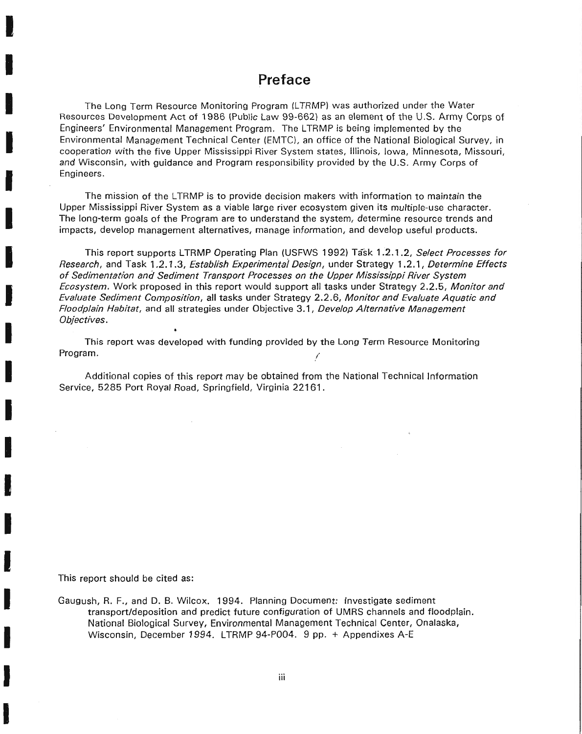# Preface

The Long Term Resource Monitoring Program (LTRMP) was authorized under the Water Resources Development Act of 1986 (Public Law 99-662) as an element of the U.S. Army Corps of Engineers' Environmental Management Program. The LTRMP is being implemented by the Environmental Management Technical Center (EMTC), an office of the National Biological Survey, in cooperation with the five Upper Mississippi River System states, Illinois, Iowa, Minnesota, Missouri, and Wisconsin, with guidance and Program responsibility provided by the U.S. Army Corps of Engineers.

The mission of the LTRMP is to provide decision makers with information to maintain the Upper Mississippi River System as a viable large river ecosystem given its multiple-use character. The long-term goals of the Program are to understand the system, determine resource trends and impacts, develop management alternatives, manage information, and develop useful products.

This report supports LTRMP Operating Plan (USFWS 1992) Task 1.2.1.2, *Select Processes for Research*, and Task 1.2.1.3, *Establish Experimental Design*, under Strategy 1.2.1, *Determine Effects of Sedimentation and Sediment Transport Processes on the Upper Mississippi River System Ecosystem*. Work proposed in this report would support all tasks under Strategy 2.2.5, *Monitor and Evaluate Sediment Composition*, all tasks under Strategy 2.2.6, *Monitor and Evaluate Aquatic and Floodplain Habitat*, and all strategies under Objective 3.1, *Develop Alternative Management Objectives*.

This report was developed with funding provided by the Long Term Resource Monitoring Program.

Additional copies of this report may be obtained from the National Technical Information Service, 5285 Port Royal Road, Springfield, Virginia 22161.

This report should be cited as:

Gaugush, R. F., and D. B. Wilcox. 1994. Planning Document: Investigate sediment transport/deposition and predict future configuration of UMRS channels and floodplain. National Biological Survey, Environmental Management Technical Center, Onalaska, Wisconsin, December 1994. LTRMP 94-P004. 9 pp. + Appendixes A-E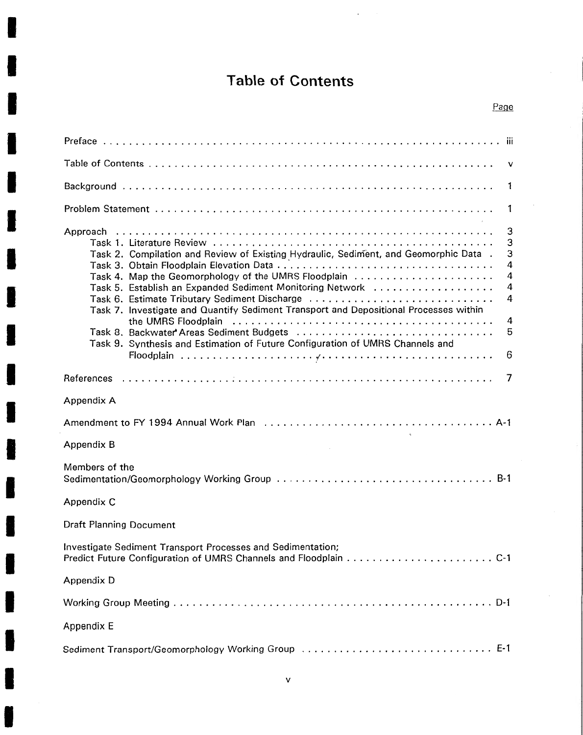# Table of Contents

| | Page |
|---|---|
| Preface | iii |
| Table of Contents | v |
| Background | 1 |
| Problem Statement | 1 |
| Approach | 3 |
| Task 1. Literature Review | 3 |
| Task 2. Compilation and Review of Existing Hydraulic, Sediment, and Geomorphic Data | 3 |
| Task 3. Obtain Floodplain Elevation Data | 4 |
| Task 4. Map the Geomorphology of the UMRS Floodplain | 4 |
| Task 5. Establish an Expanded Sediment Monitoring Network | 4 |
| Task 6. Estimate Tributary Sediment Discharge | 4 |
| Task 7. Investigate and Quantify Sediment Transport and Depositional Processes within the UMRS Floodplain | 4 |
| Task 8. Backwater Areas Sediment Budgets | 5 |
| Task 9. Synthesis and Estimation of Future Configuration of UMRS Channels and Floodplain | 6 |
| References | 7 |

Appendix A

Amendment to FY 1994 Annual Work Plan ........ A-1

Appendix B

Members of the Sedimentation/Geomorphology Working Group ........ B-1

Appendix C

Draft Planning Document

Investigate Sediment Transport Processes and Sedimentation; Predict Future Configuration of UMRS Channels and Floodplain ........ C-1

Appendix D

Working Group Meeting ........ D-1

Appendix E

Sediment Transport/Geomorphology Working Group ........ E-1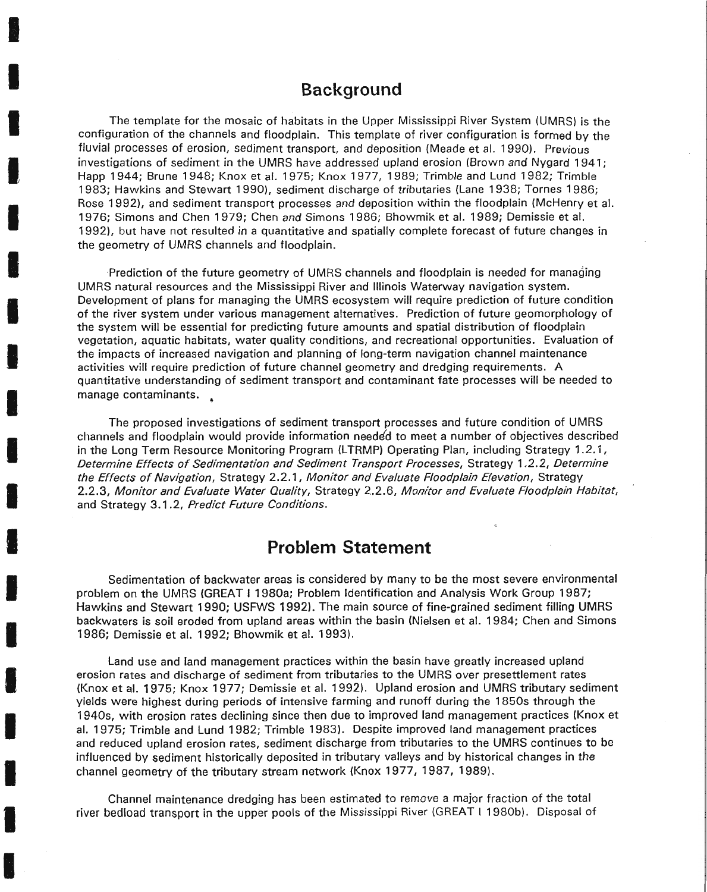## Background

The template for the mosaic of habitats in the Upper Mississippi River System (UMRS) is the configuration of the channels and floodplain. This template of river configuration is formed by the fluvial processes of erosion, sediment transport, and deposition (Meade et al. 1990). Previous investigations of sediment in the UMRS have addressed upland erosion (Brown and Nygard 1941; Happ 1944; Brune 1948; Knox et al. 1975; Knox 1977, 1989; Trimble and Lund 1982; Trimble 1983; Hawkins and Stewart 1990), sediment discharge of tributaries (Lane 1938; Tornes 1986; Rose 1992), and sediment transport processes and deposition within the floodplain (McHenry et al. 1976; Simons and Chen 1979; Chen and Simons 1986; Bhowmik et al. 1989; Demissie et al. 1992), but have not resulted in a quantitative and spatially complete forecast of future changes in the geometry of UMRS channels and floodplain.

Prediction of the future geometry of UMRS channels and floodplain is needed for managing UMRS natural resources and the Mississippi River and Illinois Waterway navigation system. Development of plans for managing the UMRS ecosystem will require prediction of future condition of the river system under various management alternatives. Prediction of future geomorphology of the system will be essential for predicting future amounts and spatial distribution of floodplain vegetation, aquatic habitats, water quality conditions, and recreational opportunities. Evaluation of the impacts of increased navigation and planning of long-term navigation channel maintenance activities will require prediction of future channel geometry and dredging requirements. A quantitative understanding of sediment transport and contaminant fate processes will be needed to manage contaminants.

The proposed investigations of sediment transport processes and future condition of UMRS channels and floodplain would provide information needed to meet a number of objectives described in the Long Term Resource Monitoring Program (LTRMP) Operating Plan, including Strategy 1.2.1, *Determine Effects of Sedimentation and Sediment Transport Processes*, Strategy 1.2.2, *Determine the Effects of Navigation*, Strategy 2.2.1, *Monitor and Evaluate Floodplain Elevation*, Strategy 2.2.3, *Monitor and Evaluate Water Quality*, Strategy 2.2.6, *Monitor and Evaluate Floodplain Habitat*, and Strategy 3.1.2, *Predict Future Conditions*.

## Problem Statement

Sedimentation of backwater areas is considered by many to be the most severe environmental problem on the UMRS (GREAT I 1980a; Problem Identification and Analysis Work Group 1987; Hawkins and Stewart 1990; USFWS 1992). The main source of fine-grained sediment filling UMRS backwaters is soil eroded from upland areas within the basin (Nielsen et al. 1984; Chen and Simons 1986; Demissie et al. 1992; Bhowmik et al. 1993).

Land use and land management practices within the basin have greatly increased upland erosion rates and discharge of sediment from tributaries to the UMRS over presettlement rates (Knox et al. 1975; Knox 1977; Demissie et al. 1992). Upland erosion and UMRS tributary sediment yields were highest during periods of intensive farming and runoff during the 1850s through the 1940s, with erosion rates declining since then due to improved land management practices (Knox et al. 1975; Trimble and Lund 1982; Trimble 1983). Despite improved land management practices and reduced upland erosion rates, sediment discharge from tributaries to the UMRS continues to be influenced by sediment historically deposited in tributary valleys and by historical changes in the channel geometry of the tributary stream network (Knox 1977, 1987, 1989).

Channel maintenance dredging has been estimated to remove a major fraction of the total river bedload transport in the upper pools of the Mississippi River (GREAT I 1980b). Disposal of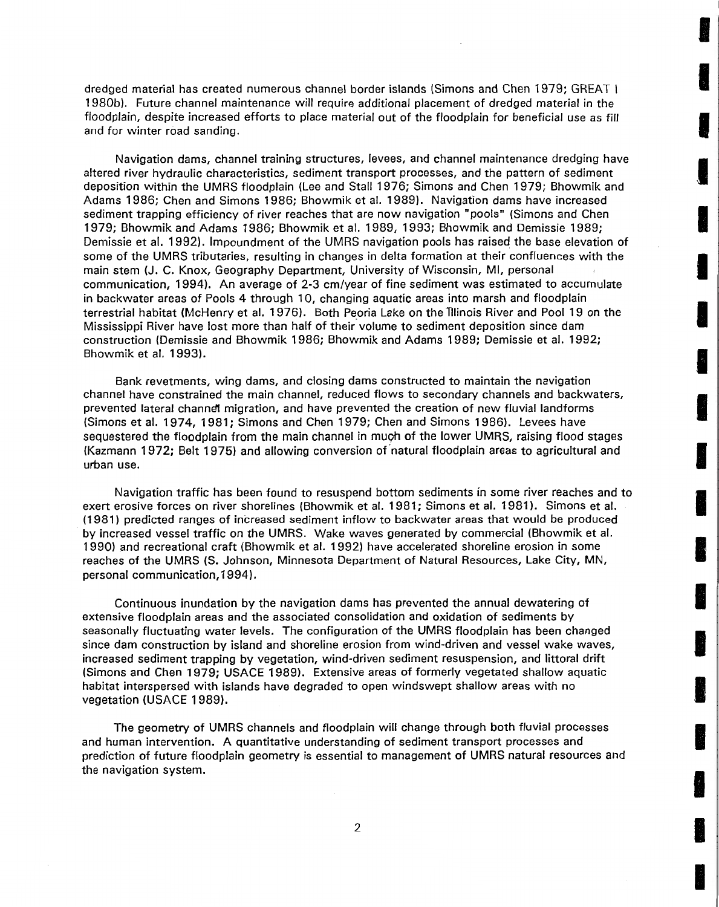dredged material has created numerous channel border islands (Simons and Chen 1979; GREAT I 1980b). Future channel maintenance will require additional placement of dredged material in the floodplain, despite increased efforts to place material out of the floodplain for beneficial use as fill and for winter road sanding.

Navigation dams, channel training structures, levees, and channel maintenance dredging have altered river hydraulic characteristics, sediment transport processes, and the pattern of sediment deposition within the UMRS floodplain (Lee and Stall 1976; Simons and Chen 1979; Bhowmik and Adams 1986; Chen and Simons 1986; Bhowmik et al. 1989). Navigation dams have increased sediment trapping efficiency of river reaches that are now navigation "pools" (Simons and Chen 1979; Bhowmik and Adams 1986; Bhowmik et al. 1989, 1993; Bhowmik and Demissie 1989; Demissie et al. 1992). Impoundment of the UMRS navigation pools has raised the base elevation of some of the UMRS tributaries, resulting in changes in delta formation at their confluences with the main stem (J. C. Knox, Geography Department, University of Wisconsin, MI, personal communication, 1994). An average of 2-3 cm/year of fine sediment was estimated to accumulate in backwater areas of Pools 4 through 10, changing aquatic areas into marsh and floodplain terrestrial habitat (McHenry et al. 1976). Both Peoria Lake on the Illinois River and Pool 19 on the Mississippi River have lost more than half of their volume to sediment deposition since dam construction (Demissie and Bhowmik 1986; Bhowmik and Adams 1989; Demissie et al. 1992; Bhowmik et al. 1993).

Bank revetments, wing dams, and closing dams constructed to maintain the navigation channel have constrained the main channel, reduced flows to secondary channels and backwaters, prevented lateral channel migration, and have prevented the creation of new fluvial landforms (Simons et al. 1974, 1981; Simons and Chen 1979; Chen and Simons 1986). Levees have sequestered the floodplain from the main channel in much of the lower UMRS, raising flood stages (Kazmann 1972; Belt 1975) and allowing conversion of natural floodplain areas to agricultural and urban use.

Navigation traffic has been found to resuspend bottom sediments in some river reaches and to exert erosive forces on river shorelines (Bhowmik et al. 1981; Simons et al. 1981). Simons et al. (1981) predicted ranges of increased sediment inflow to backwater areas that would be produced by increased vessel traffic on the UMRS. Wake waves generated by commercial (Bhowmik et al. 1990) and recreational craft (Bhowmik et al. 1992) have accelerated shoreline erosion in some reaches of the UMRS (S. Johnson, Minnesota Department of Natural Resources, Lake City, MN, personal communication, 1994).

Continuous inundation by the navigation dams has prevented the annual dewatering of extensive floodplain areas and the associated consolidation and oxidation of sediments by seasonally fluctuating water levels. The configuration of the UMRS floodplain has been changed since dam construction by island and shoreline erosion from wind-driven and vessel wake waves, increased sediment trapping by vegetation, wind-driven sediment resuspension, and littoral drift (Simons and Chen 1979; USACE 1989). Extensive areas of formerly vegetated shallow aquatic habitat interspersed with islands have degraded to open windswept shallow areas with no vegetation (USACE 1989).

The geometry of UMRS channels and floodplain will change through both fluvial processes and human intervention. A quantitative understanding of sediment transport processes and prediction of future floodplain geometry is essential to management of UMRS natural resources and the navigation system.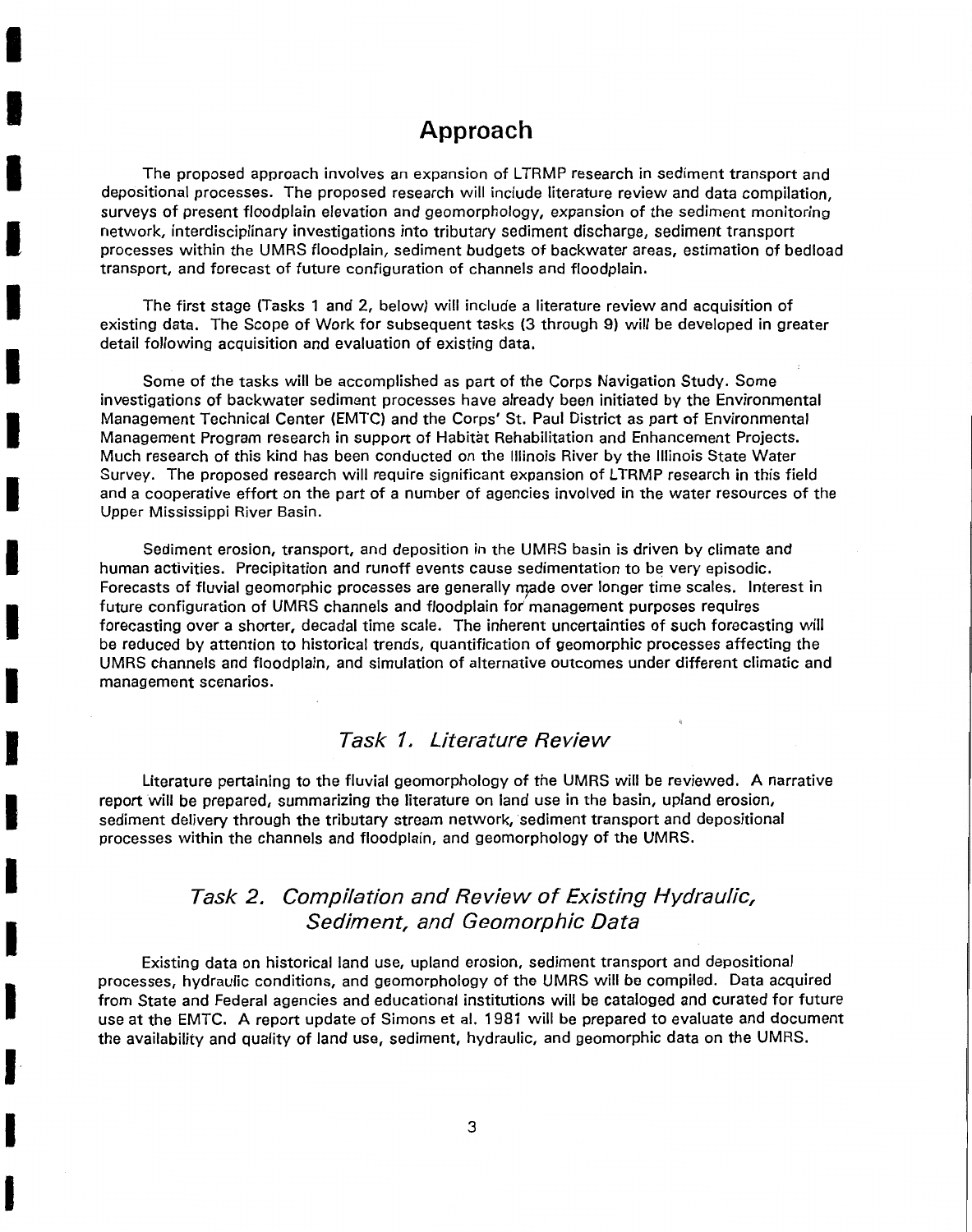# Approach

The proposed approach involves an expansion of LTRMP research in sediment transport and depositional processes. The proposed research will include literature review and data compilation, surveys of present floodplain elevation and geomorphology, expansion of the sediment monitoring network, interdisciplinary investigations into tributary sediment discharge, sediment transport processes within the UMRS floodplain, sediment budgets of backwater areas, estimation of bedload transport, and forecast of future configuration of channels and floodplain.

The first stage (Tasks 1 and 2, below) will include a literature review and acquisition of existing data. The Scope of Work for subsequent tasks (3 through 9) will be developed in greater detail following acquisition and evaluation of existing data.

Some of the tasks will be accomplished as part of the Corps Navigation Study. Some investigations of backwater sediment processes have already been initiated by the Environmental Management Technical Center (EMTC) and the Corps' St. Paul District as part of Environmental Management Program research in support of Habitat Rehabilitation and Enhancement Projects. Much research of this kind has been conducted on the Illinois River by the Illinois State Water Survey. The proposed research will require significant expansion of LTRMP research in this field and a cooperative effort on the part of a number of agencies involved in the water resources of the Upper Mississippi River Basin.

Sediment erosion, transport, and deposition in the UMRS basin is driven by climate and human activities. Precipitation and runoff events cause sedimentation to be very episodic. Forecasts of fluvial geomorphic processes are generally made over longer time scales. Interest in future configuration of UMRS channels and floodplain for management purposes requires forecasting over a shorter, decadal time scale. The inherent uncertainties of such forecasting will be reduced by attention to historical trends, quantification of geomorphic processes affecting the UMRS channels and floodplain, and simulation of alternative outcomes under different climatic and management scenarios.

## *Task 1. Literature Review*

Literature pertaining to the fluvial geomorphology of the UMRS will be reviewed. A narrative report will be prepared, summarizing the literature on land use in the basin, upland erosion, sediment delivery through the tributary stream network, sediment transport and depositional processes within the channels and floodplain, and geomorphology of the UMRS.

## *Task 2. Compilation and Review of Existing Hydraulic, Sediment, and Geomorphic Data*

Existing data on historical land use, upland erosion, sediment transport and depositional processes, hydraulic conditions, and geomorphology of the UMRS will be compiled. Data acquired from State and Federal agencies and educational institutions will be cataloged and curated for future use at the EMTC. A report update of Simons et al. 1981 will be prepared to evaluate and document the availability and quality of land use, sediment, hydraulic, and geomorphic data on the UMRS.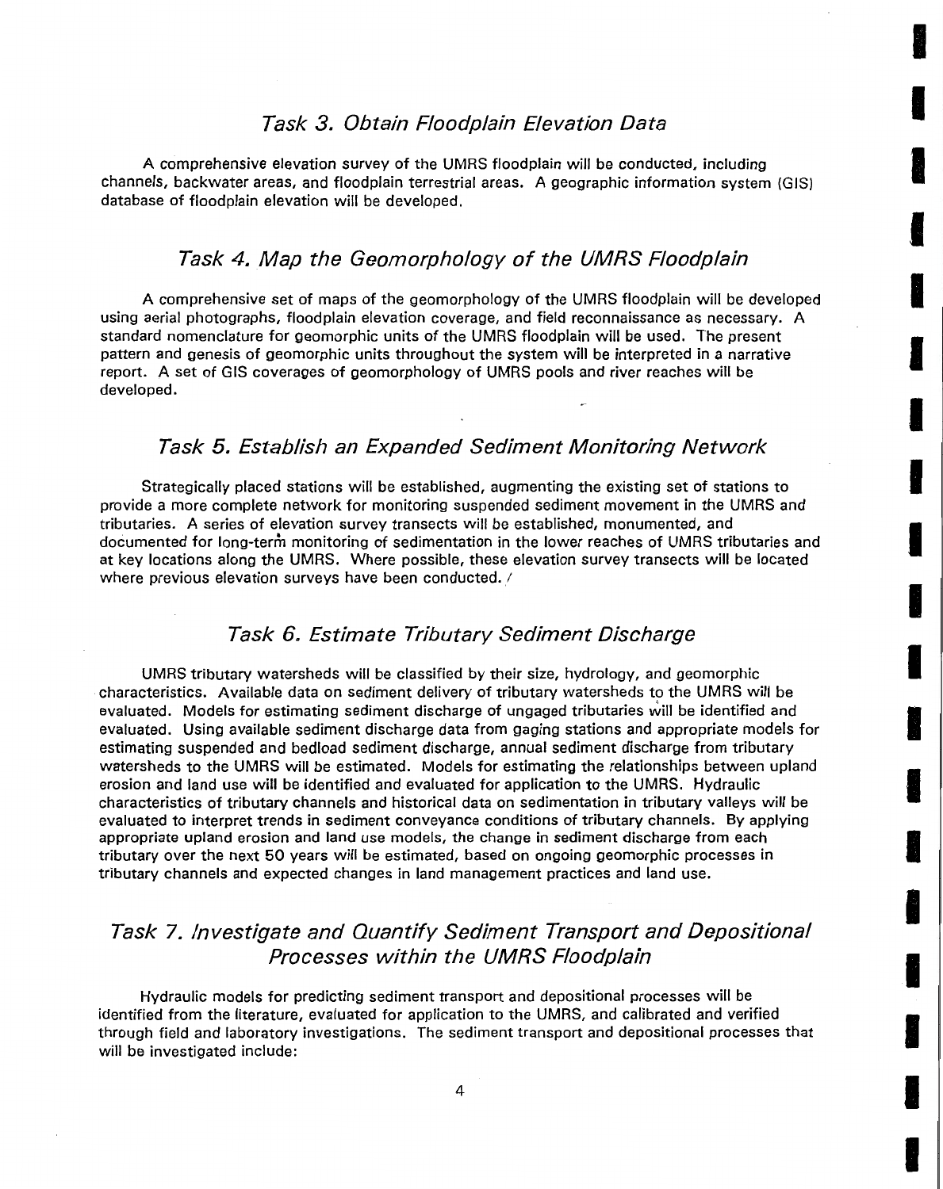## *Task 3. Obtain Floodplain Elevation Data*

A comprehensive elevation survey of the UMRS floodplain will be conducted, including channels, backwater areas, and floodplain terrestrial areas. A geographic information system (GIS) database of floodplain elevation will be developed.

## *Task 4. Map the Geomorphology of the UMRS Floodplain*

A comprehensive set of maps of the geomorphology of the UMRS floodplain will be developed using aerial photographs, floodplain elevation coverage, and field reconnaissance as necessary. A standard nomenclature for geomorphic units of the UMRS floodplain will be used. The present pattern and genesis of geomorphic units throughout the system will be interpreted in a narrative report. A set of GIS coverages of geomorphology of UMRS pools and river reaches will be developed.

## *Task 5. Establish an Expanded Sediment Monitoring Network*

Strategically placed stations will be established, augmenting the existing set of stations to provide a more complete network for monitoring suspended sediment movement in the UMRS and tributaries. A series of elevation survey transects will be established, monumented, and documented for long-term monitoring of sedimentation in the lower reaches of UMRS tributaries and at key locations along the UMRS. Where possible, these elevation survey transects will be located where previous elevation surveys have been conducted.

## *Task 6. Estimate Tributary Sediment Discharge*

UMRS tributary watersheds will be classified by their size, hydrology, and geomorphic characteristics. Available data on sediment delivery of tributary watersheds to the UMRS will be evaluated. Models for estimating sediment discharge of ungaged tributaries will be identified and evaluated. Using available sediment discharge data from gaging stations and appropriate models for estimating suspended and bedload sediment discharge, annual sediment discharge from tributary watersheds to the UMRS will be estimated. Models for estimating the relationships between upland erosion and land use will be identified and evaluated for application to the UMRS. Hydraulic characteristics of tributary channels and historical data on sedimentation in tributary valleys will be evaluated to interpret trends in sediment conveyance conditions of tributary channels. By applying appropriate upland erosion and land use models, the change in sediment discharge from each tributary over the next 50 years will be estimated, based on ongoing geomorphic processes in tributary channels and expected changes in land management practices and land use.

## *Task 7. Investigate and Quantify Sediment Transport and Depositional Processes within the UMRS Floodplain*

Hydraulic models for predicting sediment transport and depositional processes will be identified from the literature, evaluated for application to the UMRS, and calibrated and verified through field and laboratory investigations. The sediment transport and depositional processes that will be investigated include: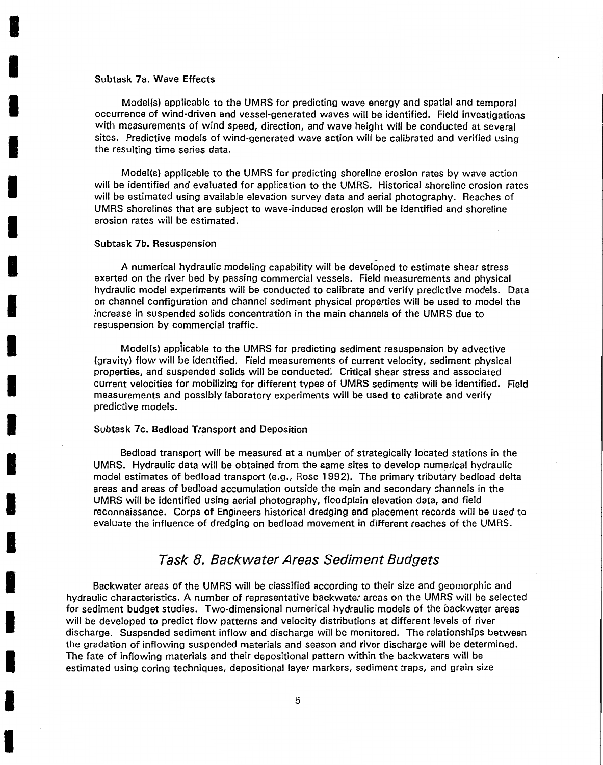#### Subtask 7a. Wave Effects

Model(s) applicable to the UMRS for predicting wave energy and spatial and temporal occurrence of wind-driven and vessel-generated waves will be identified. Field investigations with measurements of wind speed, direction, and wave height will be conducted at several sites. Predictive models of wind-generated wave action will be calibrated and verified using the resulting time series data.

Model(s) applicable to the UMRS for predicting shoreline erosion rates by wave action will be identified and evaluated for application to the UMRS. Historical shoreline erosion rates will be estimated using available elevation survey data and aerial photography. Reaches of UMRS shorelines that are subject to wave-induced erosion will be identified and shoreline erosion rates will be estimated.

#### Subtask 7b. Resuspension

A numerical hydraulic modeling capability will be developed to estimate shear stress exerted on the river bed by passing commercial vessels. Field measurements and physical hydraulic model experiments will be conducted to calibrate and verify predictive models. Data on channel configuration and channel sediment physical properties will be used to model the increase in suspended solids concentration in the main channels of the UMRS due to resuspension by commercial traffic.

Model(s) applicable to the UMRS for predicting sediment resuspension by advective (gravity) flow will be identified. Field measurements of current velocity, sediment physical properties, and suspended solids will be conducted. Critical shear stress and associated current velocities for mobilizing for different types of UMRS sediments will be identified. Field measurements and possibly laboratory experiments will be used to calibrate and verify predictive models.

#### Subtask 7c. Bedload Transport and Deposition

Bedload transport will be measured at a number of strategically located stations in the UMRS. Hydraulic data will be obtained from the same sites to develop numerical hydraulic model estimates of bedload transport (e.g., Rose 1992). The primary tributary bedload delta areas and areas of bedload accumulation outside the main and secondary channels in the UMRS will be identified using aerial photography, floodplain elevation data, and field reconnaissance. Corps of Engineers historical dredging and placement records will be used to evaluate the influence of dredging on bedload movement in different reaches of the UMRS.

## *Task 8. Backwater Areas Sediment Budgets*

Backwater areas of the UMRS will be classified according to their size and geomorphic and hydraulic characteristics. A number of representative backwater areas on the UMRS will be selected for sediment budget studies. Two-dimensional numerical hydraulic models of the backwater areas will be developed to predict flow patterns and velocity distributions at different levels of river discharge. Suspended sediment inflow and discharge will be monitored. The relationships between the gradation of inflowing suspended materials and season and river discharge will be determined. The fate of inflowing materials and their depositional pattern within the backwaters will be estimated using coring techniques, depositional layer markers, sediment traps, and grain size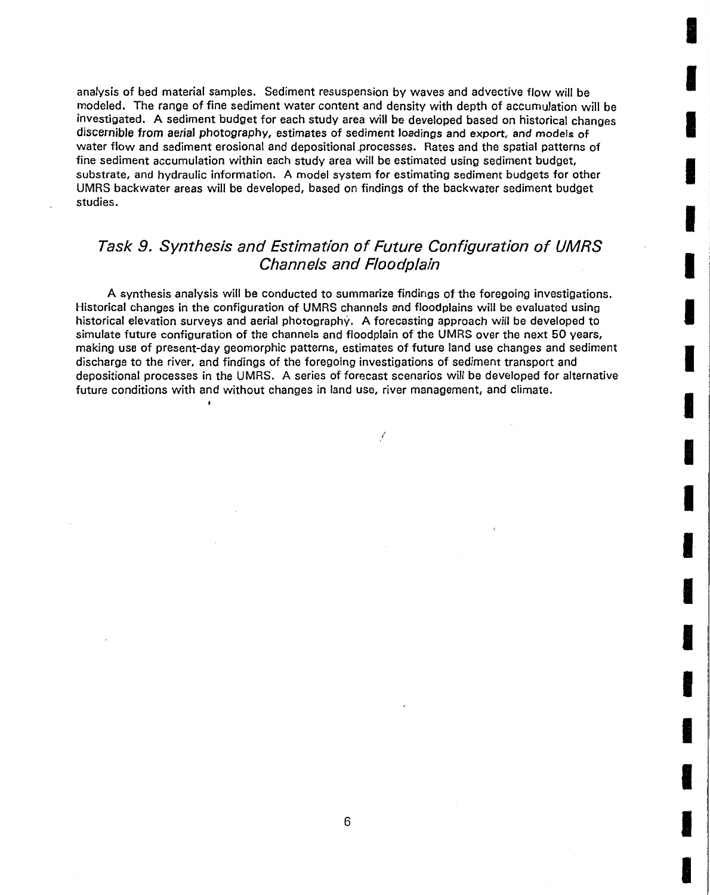analysis of bed material samples. Sediment resuspension by waves and advective flow will be modeled. The range of fine sediment water content and density with depth of accumulation will be investigated. A sediment budget for each study area will be developed based on historical changes discernible from aerial photography, estimates of sediment loadings and export, and models of water flow and sediment erosional and depositional processes. Rates and the spatial patterns of fine sediment accumulation within each study area will be estimated using sediment budget, substrate, and hydraulic information. A model system for estimating sediment budgets for other UMRS backwater areas will be developed, based on findings of the backwater sediment budget studies.

## *Task 9. Synthesis and Estimation of Future Configuration of UMRS Channels and Floodplain*

A synthesis analysis will be conducted to summarize findings of the foregoing investigations. Historical changes in the configuration of UMRS channels and floodplains will be evaluated using historical elevation surveys and aerial photography. A forecasting approach will be developed to simulate future configuration of the channels and floodplain of the UMRS over the next 50 years, making use of present-day geomorphic patterns, estimates of future land use changes and sediment discharge to the river, and findings of the foregoing investigations of sediment transport and depositional processes in the UMRS. A series of forecast scenarios will be developed for alternative future conditions with and without changes in land use, river management, and climate.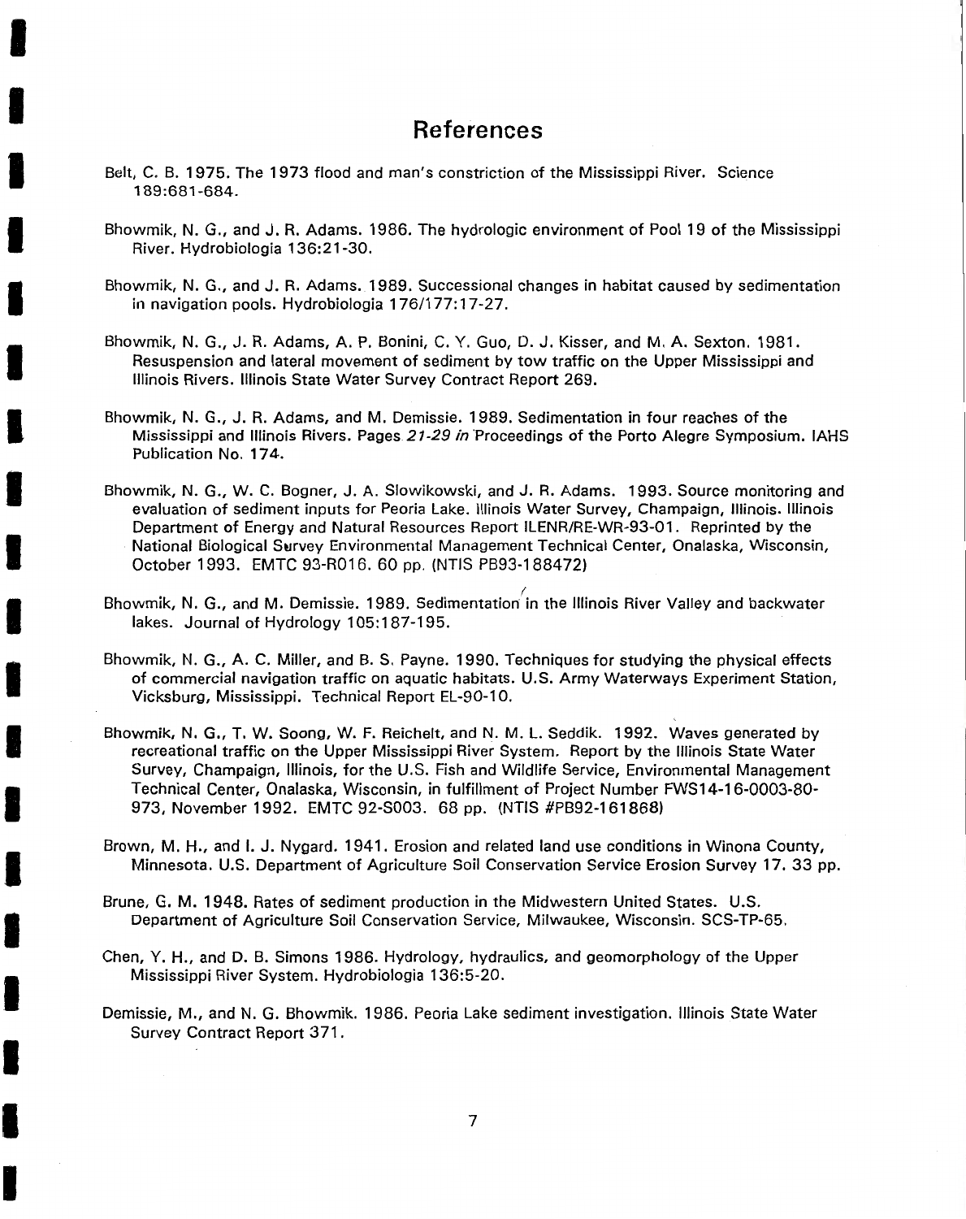# References

Belt, C. B. 1975. The 1973 flood and man's constriction of the Mississippi River. Science 189:681-684.

Bhowmik, N. G., and J. R. Adams. 1986. The hydrologic environment of Pool 19 of the Mississippi River. Hydrobiologia 136:21-30.

Bhowmik, N. G., and J. R. Adams. 1989. Successional changes in habitat caused by sedimentation in navigation pools. Hydrobiologia 176/177:17-27.

Bhowmik, N. G., J. R. Adams, A. P. Bonini, C. Y. Guo, D. J. Kisser, and M. A. Sexton. 1981. Resuspension and lateral movement of sediment by tow traffic on the Upper Mississippi and Illinois Rivers. Illinois State Water Survey Contract Report 269.

Bhowmik, N. G., J. R. Adams, and M. Demissie. 1989. Sedimentation in four reaches of the Mississippi and Illinois Rivers. Pages *21-29 in* Proceedings of the Porto Alegre Symposium. IAHS Publication No. 174.

Bhowmik, N. G., W. C. Bogner, J. A. Slowikowski, and J. R. Adams. 1993. Source monitoring and evaluation of sediment inputs for Peoria Lake. Illinois Water Survey, Champaign, Illinois. Illinois Department of Energy and Natural Resources Report ILENR/RE-WR-93-01. Reprinted by the National Biological Survey Environmental Management Technical Center, Onalaska, Wisconsin, October 1993. EMTC 93-R016. 60 pp. (NTIS PB93-188472)

Bhowmik, N. G., and M. Demissie. 1989. Sedimentation in the Illinois River Valley and backwater lakes. Journal of Hydrology 105:187-195.

Bhowmik, N. G., A. C. Miller, and B. S. Payne. 1990. Techniques for studying the physical effects of commercial navigation traffic on aquatic habitats. U.S. Army Waterways Experiment Station, Vicksburg, Mississippi. Technical Report EL-90-10.

Bhowmik, N. G., T. W. Soong, W. F. Reichelt, and N. M. L. Seddik. 1992. Waves generated by recreational traffic on the Upper Mississippi River System. Report by the Illinois State Water Survey, Champaign, Illinois, for the U.S. Fish and Wildlife Service, Environmental Management Technical Center, Onalaska, Wisconsin, in fulfillment of Project Number FWS14-16-0003-80-973, November 1992. EMTC 92-S003. 68 pp. (NTIS #PB92-161868)

Brown, M. H., and I. J. Nygard. 1941. Erosion and related land use conditions in Winona County, Minnesota. U.S. Department of Agriculture Soil Conservation Service Erosion Survey 17. 33 pp.

Brune, G. M. 1948. Rates of sediment production in the Midwestern United States. U.S. Department of Agriculture Soil Conservation Service, Milwaukee, Wisconsin. SCS-TP-65.

Chen, Y. H., and D. B. Simons 1986. Hydrology, hydraulics, and geomorphology of the Upper Mississippi River System. Hydrobiologia 136:5-20.

Demissie, M., and N. G. Bhowmik. 1986. Peoria Lake sediment investigation. Illinois State Water Survey Contract Report 371.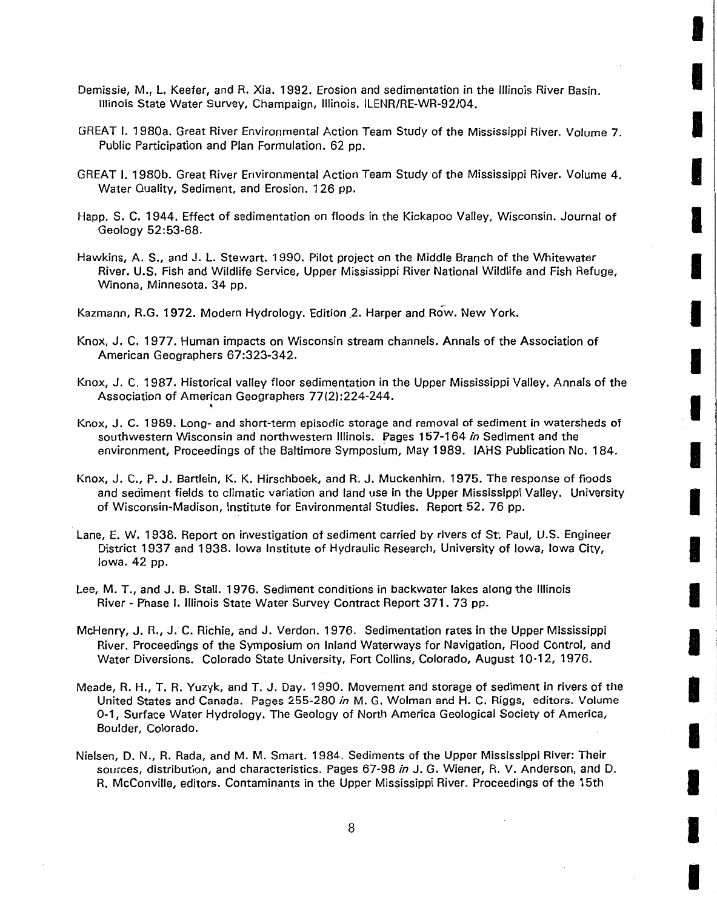Demissie, M., L. Keefer, and R. Xia. 1992. Erosion and sedimentation in the Illinois River Basin. Illinois State Water Survey, Champaign, Illinois. ILENR/RE-WR-92/04.

GREAT I. 1980a. Great River Environmental Action Team Study of the Mississippi River. Volume 7. Public Participation and Plan Formulation. 62 pp.

GREAT I. 1980b. Great River Environmental Action Team Study of the Mississippi River. Volume 4. Water Quality, Sediment, and Erosion. 126 pp.

Happ, S. C. 1944. Effect of sedimentation on floods in the Kickapoo Valley, Wisconsin. Journal of Geology 52:53-68.

Hawkins, A. S., and J. L. Stewart. 1990. Pilot project on the Middle Branch of the Whitewater River. U.S. Fish and Wildlife Service, Upper Mississippi River National Wildlife and Fish Refuge, Winona, Minnesota. 34 pp.

Kazmann, R.G. 1972. Modern Hydrology. Edition 2. Harper and Row. New York.

Knox, J. C. 1977. Human impacts on Wisconsin stream channels. Annals of the Association of American Geographers 67:323-342.

Knox, J. C. 1987. Historical valley floor sedimentation in the Upper Mississippi Valley. Annals of the Association of American Geographers 77(2):224-244.

Knox, J. C. 1989. Long- and short-term episodic storage and removal of sediment in watersheds of southwestern Wisconsin and northwestern Illinois. Pages 157-164 *in* Sediment and the environment, Proceedings of the Baltimore Symposium, May 1989. IAHS Publication No. 184.

Knox, J. C., P. J. Bartlein, K. K. Hirschboek, and R. J. Muckenhirn. 1975. The response of floods and sediment fields to climatic variation and land use in the Upper Mississippi Valley. University of Wisconsin-Madison, Institute for Environmental Studies. Report 52. 76 pp.

Lane, E. W. 1938. Report on investigation of sediment carried by rivers of St. Paul, U.S. Engineer District 1937 and 1938. Iowa Institute of Hydraulic Research, University of Iowa, Iowa City, Iowa. 42 pp.

Lee, M. T., and J. B. Stall. 1976. Sediment conditions in backwater lakes along the Illinois River - Phase I. Illinois State Water Survey Contract Report 371. 73 pp.

McHenry, J. R., J. C. Richie, and J. Verdon. 1976. Sedimentation rates in the Upper Mississippi River. Proceedings of the Symposium on Inland Waterways for Navigation, Flood Control, and Water Diversions. Colorado State University, Fort Collins, Colorado, August 10-12, 1976.

Meade, R. H., T. R. Yuzyk, and T. J. Day. 1990. Movement and storage of sediment in rivers of the United States and Canada. Pages 255-280 *in* M. G. Wolman and H. C. Riggs, editors. Volume 0-1, Surface Water Hydrology. The Geology of North America Geological Society of America, Boulder, Colorado.

Nielsen, D. N., R. Rada, and M. M. Smart. 1984. Sediments of the Upper Mississippi River: Their sources, distribution, and characteristics. Pages 67-98 *in* J. G. Wiener, R. V. Anderson, and D. R. McConville, editors. Contaminants in the Upper Mississippi River. Proceedings of the 15th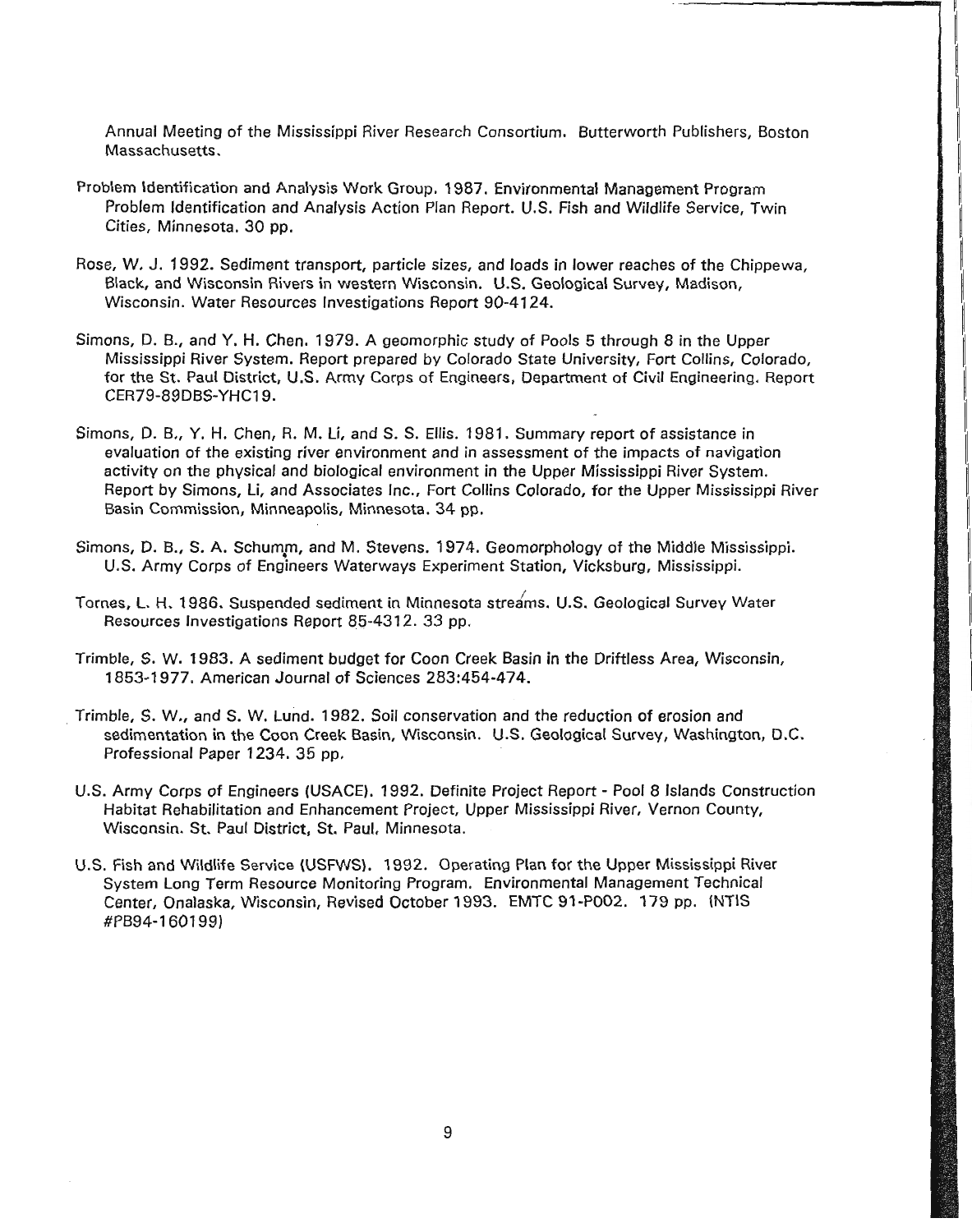Annual Meeting of the Mississippi River Research Consortium. Butterworth Publishers, Boston Massachusetts.

Problem Identification and Analysis Work Group. 1987. Environmental Management Program Problem Identification and Analysis Action Plan Report. U.S. Fish and Wildlife Service, Twin Cities, Minnesota. 30 pp.

Rose, W. J. 1992. Sediment transport, particle sizes, and loads in lower reaches of the Chippewa, Black, and Wisconsin Rivers in western Wisconsin. U.S. Geological Survey, Madison, Wisconsin. Water Resources Investigations Report 90-4124.

Simons, D. B., and Y. H. Chen. 1979. A geomorphic study of Pools 5 through 8 in the Upper Mississippi River System. Report prepared by Colorado State University, Fort Collins, Colorado, for the St. Paul District, U.S. Army Corps of Engineers, Department of Civil Engineering. Report CER79-89DBS-YHC19.

Simons, D. B., Y. H. Chen, R. M. Li, and S. S. Ellis. 1981. Summary report of assistance in evaluation of the existing river environment and in assessment of the impacts of navigation activity on the physical and biological environment in the Upper Mississippi River System. Report by Simons, Li, and Associates Inc., Fort Collins Colorado, for the Upper Mississippi River Basin Commission, Minneapolis, Minnesota. 34 pp.

Simons, D. B., S. A. Schumm, and M. Stevens. 1974. Geomorphology of the Middle Mississippi. U.S. Army Corps of Engineers Waterways Experiment Station, Vicksburg, Mississippi.

Tornes, L. H. 1986. Suspended sediment in Minnesota streams. U.S. Geological Survey Water Resources Investigations Report 85-4312. 33 pp.

Trimble, S. W. 1983. A sediment budget for Coon Creek Basin in the Driftless Area, Wisconsin, 1853-1977. American Journal of Sciences 283:454-474.

Trimble, S. W., and S. W. Lund. 1982. Soil conservation and the reduction of erosion and sedimentation in the Coon Creek Basin, Wisconsin. U.S. Geological Survey, Washington, D.C. Professional Paper 1234. 35 pp.

U.S. Army Corps of Engineers (USACE). 1992. Definite Project Report - Pool 8 Islands Construction Habitat Rehabilitation and Enhancement Project, Upper Mississippi River, Vernon County, Wisconsin. St. Paul District, St. Paul, Minnesota.

U.S. Fish and Wildlife Service (USFWS). 1992. Operating Plan for the Upper Mississippi River System Long Term Resource Monitoring Program. Environmental Management Technical Center, Onalaska, Wisconsin, Revised October 1993. EMTC 91-P002. 179 pp. (NTIS #PB94-160199)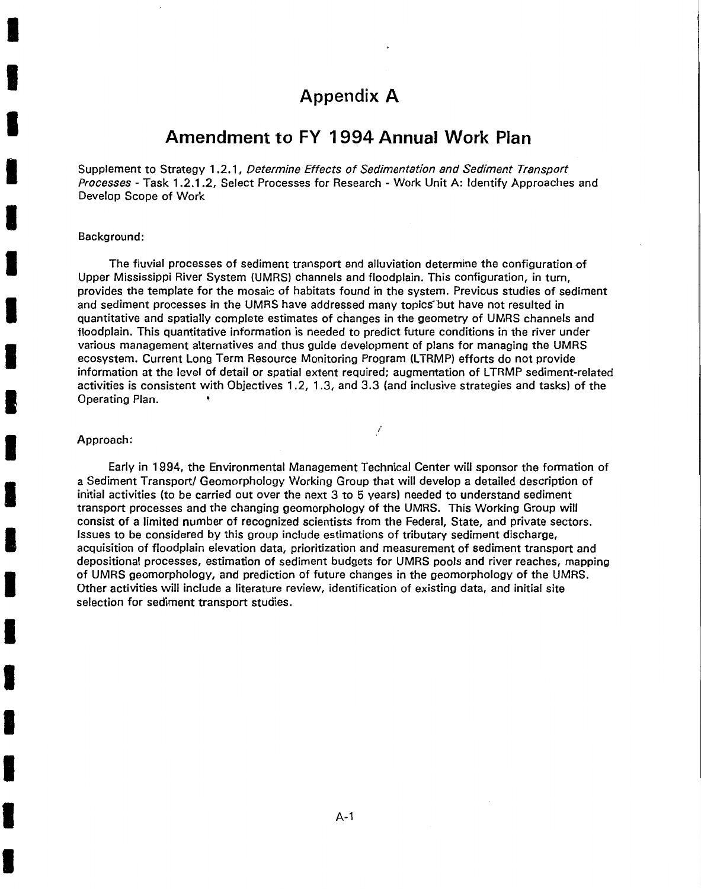# Appendix A

## Amendment to FY 1994 Annual Work Plan

Supplement to Strategy 1.2.1, *Determine Effects of Sedimentation and Sediment Transport Processes* - Task 1.2.1.2, Select Processes for Research - Work Unit A: Identify Approaches and Develop Scope of Work

Background:

The fluvial processes of sediment transport and alluviation determine the configuration of Upper Mississippi River System (UMRS) channels and floodplain. This configuration, in turn, provides the template for the mosaic of habitats found in the system. Previous studies of sediment and sediment processes in the UMRS have addressed many topics but have not resulted in quantitative and spatially complete estimates of changes in the geometry of UMRS channels and floodplain. This quantitative information is needed to predict future conditions in the river under various management alternatives and thus guide development of plans for managing the UMRS ecosystem. Current Long Term Resource Monitoring Program (LTRMP) efforts do not provide information at the level of detail or spatial extent required; augmentation of LTRMP sediment-related activities is consistent with Objectives 1.2, 1.3, and 3.3 (and inclusive strategies and tasks) of the Operating Plan.

Approach:

Early in 1994, the Environmental Management Technical Center will sponsor the formation of a Sediment Transport/ Geomorphology Working Group that will develop a detailed description of initial activities (to be carried out over the next 3 to 5 years) needed to understand sediment transport processes and the changing geomorphology of the UMRS. This Working Group will consist of a limited number of recognized scientists from the Federal, State, and private sectors. Issues to be considered by this group include estimations of tributary sediment discharge, acquisition of floodplain elevation data, prioritization and measurement of sediment transport and depositional processes, estimation of sediment budgets for UMRS pools and river reaches, mapping of UMRS geomorphology, and prediction of future changes in the geomorphology of the UMRS. Other activities will include a literature review, identification of existing data, and initial site selection for sediment transport studies.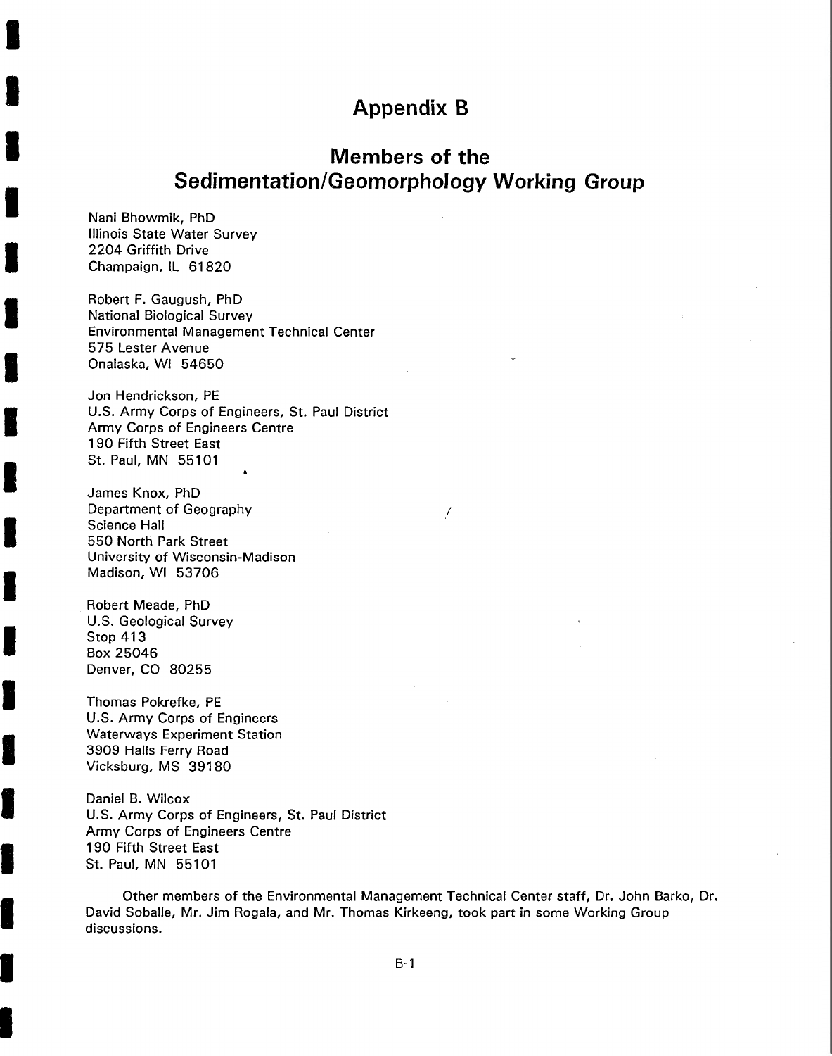# Appendix B

## Members of the Sedimentation/Geomorphology Working Group

Nani Bhowmik, PhD
Illinois State Water Survey
2204 Griffith Drive
Champaign, IL 61820

Robert F. Gaugush, PhD
National Biological Survey
Environmental Management Technical Center
575 Lester Avenue
Onalaska, WI 54650

Jon Hendrickson, PE
U.S. Army Corps of Engineers, St. Paul District
Army Corps of Engineers Centre
190 Fifth Street East
St. Paul, MN 55101

James Knox, PhD
Department of Geography
Science Hall
550 North Park Street
University of Wisconsin-Madison
Madison, WI 53706

Robert Meade, PhD
U.S. Geological Survey
Stop 413
Box 25046
Denver, CO 80255

Thomas Pokrefke, PE
U.S. Army Corps of Engineers
Waterways Experiment Station
3909 Halls Ferry Road
Vicksburg, MS 39180

Daniel B. Wilcox
U.S. Army Corps of Engineers, St. Paul District
Army Corps of Engineers Centre
190 Fifth Street East
St. Paul, MN 55101

Other members of the Environmental Management Technical Center staff, Dr. John Barko, Dr. David Soballe, Mr. Jim Rogala, and Mr. Thomas Kirkeeng, took part in some Working Group discussions.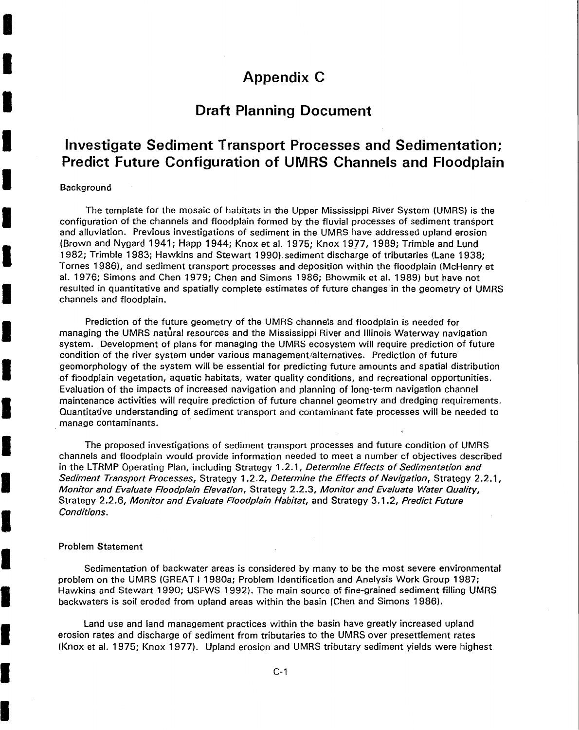# Appendix C

## Draft Planning Document

## Investigate Sediment Transport Processes and Sedimentation; Predict Future Configuration of UMRS Channels and Floodplain

### Background

The template for the mosaic of habitats in the Upper Mississippi River System (UMRS) is the configuration of the channels and floodplain formed by the fluvial processes of sediment transport and alluviation. Previous investigations of sediment in the UMRS have addressed upland erosion (Brown and Nygard 1941; Happ 1944; Knox et al. 1975; Knox 1977, 1989; Trimble and Lund 1982; Trimble 1983; Hawkins and Stewart 1990). sediment discharge of tributaries (Lane 1938; Tornes 1986), and sediment transport processes and deposition within the floodplain (McHenry et al. 1976; Simons and Chen 1979; Chen and Simons 1986; Bhowmik et al. 1989) but have not resulted in quantitative and spatially complete estimates of future changes in the geometry of UMRS channels and floodplain.

Prediction of the future geometry of the UMRS channels and floodplain is needed for managing the UMRS natural resources and the Mississippi River and Illinois Waterway navigation system. Development of plans for managing the UMRS ecosystem will require prediction of future condition of the river system under various management alternatives. Prediction of future geomorphology of the system will be essential for predicting future amounts and spatial distribution of floodplain vegetation, aquatic habitats, water quality conditions, and recreational opportunities. Evaluation of the impacts of increased navigation and planning of long-term navigation channel maintenance activities will require prediction of future channel geometry and dredging requirements. Quantitative understanding of sediment transport and contaminant fate processes will be needed to manage contaminants.

The proposed investigations of sediment transport processes and future condition of UMRS channels and floodplain would provide information needed to meet a number of objectives described in the LTRMP Operating Plan, including Strategy 1.2.1, *Determine Effects of Sedimentation and Sediment Transport Processes*, Strategy 1.2.2, *Determine the Effects of Navigation*, Strategy 2.2.1, *Monitor and Evaluate Floodplain Elevation*, Strategy 2.2.3, *Monitor and Evaluate Water Quality*, Strategy 2.2.6, *Monitor and Evaluate Floodplain Habitat*, and Strategy 3.1.2, *Predict Future Conditions*.

### Problem Statement

Sedimentation of backwater areas is considered by many to be the most severe environmental problem on the UMRS (GREAT I 1980a; Problem Identification and Analysis Work Group 1987; Hawkins and Stewart 1990; USFWS 1992). The main source of fine-grained sediment filling UMRS backwaters is soil eroded from upland areas within the basin (Chen and Simons 1986).

Land use and land management practices within the basin have greatly increased upland erosion rates and discharge of sediment from tributaries to the UMRS over presettlement rates (Knox et al. 1975; Knox 1977). Upland erosion and UMRS tributary sediment yields were highest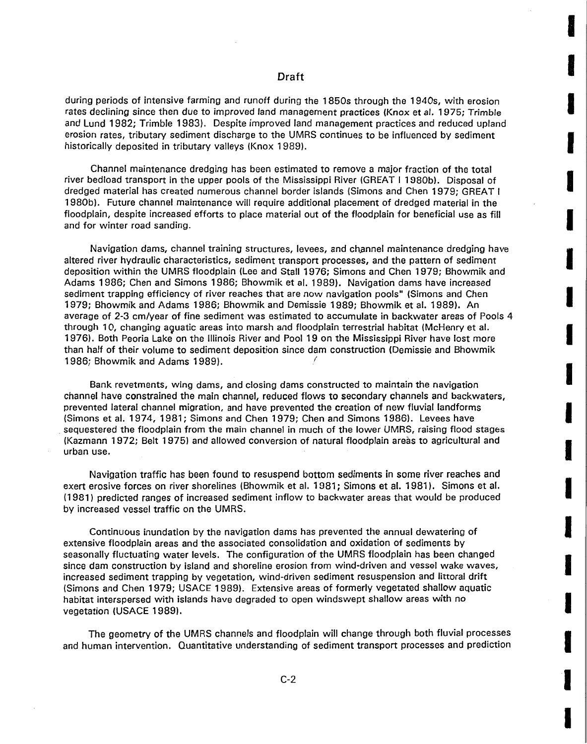during periods of intensive farming and runoff during the 1850s through the 1940s, with erosion rates declining since then due to improved land management practices (Knox et al. 1975; Trimble and Lund 1982; Trimble 1983). Despite improved land management practices and reduced upland erosion rates, tributary sediment discharge to the UMRS continues to be influenced by sediment historically deposited in tributary valleys (Knox 1989).

Channel maintenance dredging has been estimated to remove a major fraction of the total river bedload transport in the upper pools of the Mississippi River (GREAT I 1980b). Disposal of dredged material has created numerous channel border islands (Simons and Chen 1979; GREAT I 1980b). Future channel maintenance will require additional placement of dredged material in the floodplain, despite increased efforts to place material out of the floodplain for beneficial use as fill and for winter road sanding.

Navigation dams, channel training structures, levees, and channel maintenance dredging have altered river hydraulic characteristics, sediment transport processes, and the pattern of sediment deposition within the UMRS floodplain (Lee and Stall 1976; Simons and Chen 1979; Bhowmik and Adams 1986; Chen and Simons 1986; Bhowmik et al. 1989). Navigation dams have increased sediment trapping efficiency of river reaches that are now navigation pools" (Simons and Chen 1979; Bhowmik and Adams 1986; Bhowmik and Demissie 1989; Bhowmik et al. 1989). An average of 2-3 cm/year of fine sediment was estimated to accumulate in backwater areas of Pools 4 through 10, changing aquatic areas into marsh and floodplain terrestrial habitat (McHenry et al. 1976). Both Peoria Lake on the Illinois River and Pool 19 on the Mississippi River have lost more than half of their volume to sediment deposition since dam construction (Demissie and Bhowmik 1986; Bhowmik and Adams 1989).

Bank revetments, wing dams, and closing dams constructed to maintain the navigation channel have constrained the main channel, reduced flows to secondary channels and backwaters, prevented lateral channel migration, and have prevented the creation of new fluvial landforms (Simons et al. 1974, 1981; Simons and Chen 1979; Chen and Simons 1986). Levees have sequestered the floodplain from the main channel in much of the lower UMRS, raising flood stages (Kazmann 1972; Belt 1975) and allowed conversion of natural floodplain areas to agricultural and urban use.

Navigation traffic has been found to resuspend bottom sediments in some river reaches and exert erosive forces on river shorelines (Bhowmik et al. 1981; Simons et al. 1981). Simons et al. (1981) predicted ranges of increased sediment inflow to backwater areas that would be produced by increased vessel traffic on the UMRS.

Continuous inundation by the navigation dams has prevented the annual dewatering of extensive floodplain areas and the associated consolidation and oxidation of sediments by seasonally fluctuating water levels. The configuration of the UMRS floodplain has been changed since dam construction by island and shoreline erosion from wind-driven and vessel wake waves, increased sediment trapping by vegetation, wind-driven sediment resuspension and littoral drift (Simons and Chen 1979; USACE 1989). Extensive areas of formerly vegetated shallow aquatic habitat interspersed with islands have degraded to open windswept shallow areas with no vegetation (USACE 1989).

The geometry of the UMRS channels and floodplain will change through both fluvial processes and human intervention. Quantitative understanding of sediment transport processes and prediction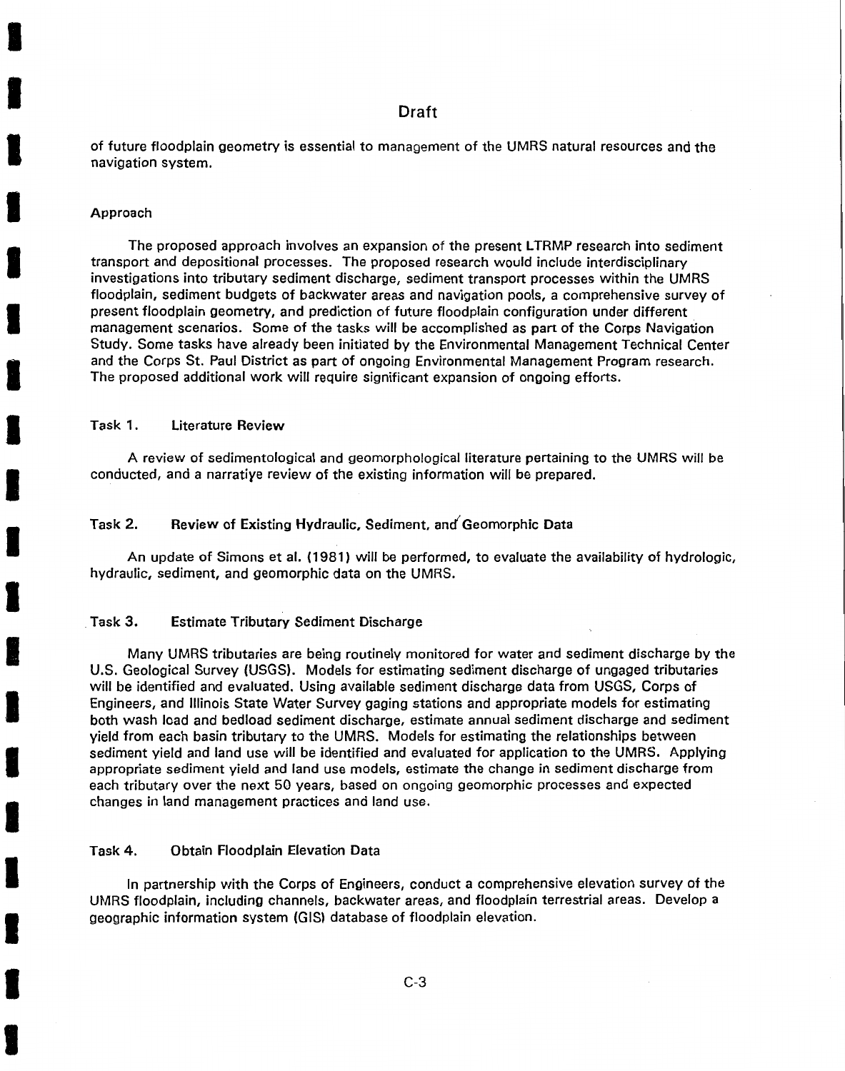of future floodplain geometry is essential to management of the UMRS natural resources and the navigation system.

### Approach

The proposed approach involves an expansion of the present LTRMP research into sediment transport and depositional processes. The proposed research would include interdisciplinary investigations into tributary sediment discharge, sediment transport processes within the UMRS floodplain, sediment budgets of backwater areas and navigation pools, a comprehensive survey of present floodplain geometry, and prediction of future floodplain configuration under different management scenarios. Some of the tasks will be accomplished as part of the Corps Navigation Study. Some tasks have already been initiated by the Environmental Management Technical Center and the Corps St. Paul District as part of ongoing Environmental Management Program research. The proposed additional work will require significant expansion of ongoing efforts.

### Task 1. Literature Review

A review of sedimentological and geomorphological literature pertaining to the UMRS will be conducted, and a narrative review of the existing information will be prepared.

### Task 2. Review of Existing Hydraulic, Sediment, and Geomorphic Data

An update of Simons et al. (1981) will be performed, to evaluate the availability of hydrologic, hydraulic, sediment, and geomorphic data on the UMRS.

### Task 3. Estimate Tributary Sediment Discharge

Many UMRS tributaries are being routinely monitored for water and sediment discharge by the U.S. Geological Survey (USGS). Models for estimating sediment discharge of ungaged tributaries will be identified and evaluated. Using available sediment discharge data from USGS, Corps of Engineers, and Illinois State Water Survey gaging stations and appropriate models for estimating both wash load and bedload sediment discharge, estimate annual sediment discharge and sediment yield from each basin tributary to the UMRS. Models for estimating the relationships between sediment yield and land use will be identified and evaluated for application to the UMRS. Applying appropriate sediment yield and land use models, estimate the change in sediment discharge from each tributary over the next 50 years, based on ongoing geomorphic processes and expected changes in land management practices and land use.

### Task 4. Obtain Floodplain Elevation Data

In partnership with the Corps of Engineers, conduct a comprehensive elevation survey of the UMRS floodplain, including channels, backwater areas, and floodplain terrestrial areas. Develop a geographic information system (GIS) database of floodplain elevation.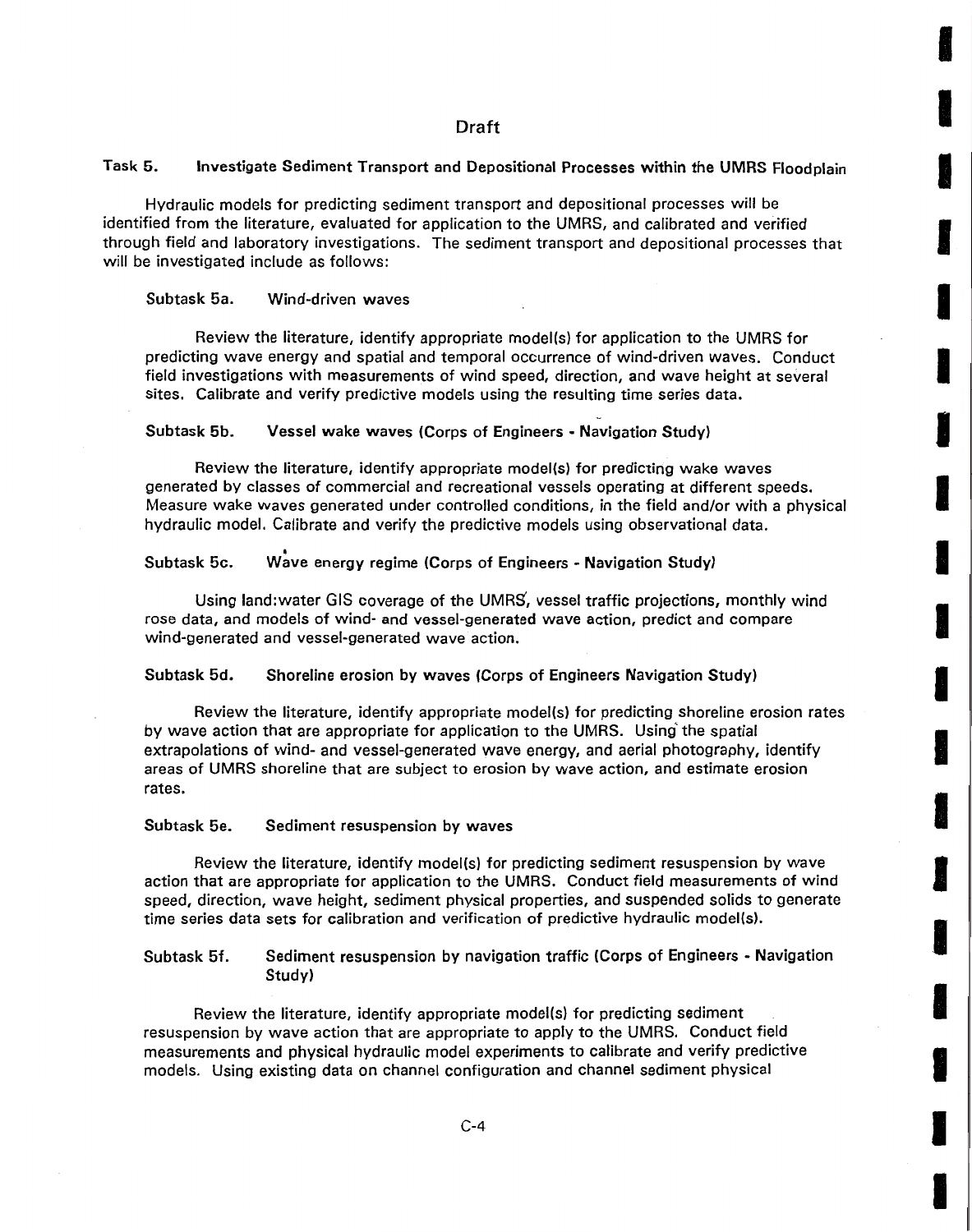Draft

## Task 5. Investigate Sediment Transport and Depositional Processes within the UMRS Floodplain

Hydraulic models for predicting sediment transport and depositional processes will be identified from the literature, evaluated for application to the UMRS, and calibrated and verified through field and laboratory investigations. The sediment transport and depositional processes that will be investigated include as follows:

### Subtask 5a. Wind-driven waves

Review the literature, identify appropriate model(s) for application to the UMRS for predicting wave energy and spatial and temporal occurrence of wind-driven waves. Conduct field investigations with measurements of wind speed, direction, and wave height at several sites. Calibrate and verify predictive models using the resulting time series data.

### Subtask 5b. Vessel wake waves (Corps of Engineers - Navigation Study)

Review the literature, identify appropriate model(s) for predicting wake waves generated by classes of commercial and recreational vessels operating at different speeds. Measure wake waves generated under controlled conditions, in the field and/or with a physical hydraulic model. Calibrate and verify the predictive models using observational data.

### Subtask 5c. Wave energy regime (Corps of Engineers - Navigation Study)

Using land:water GIS coverage of the UMRS, vessel traffic projections, monthly wind rose data, and models of wind- and vessel-generated wave action, predict and compare wind-generated and vessel-generated wave action.

### Subtask 5d. Shoreline erosion by waves (Corps of Engineers Navigation Study)

Review the literature, identify appropriate model(s) for predicting shoreline erosion rates by wave action that are appropriate for application to the UMRS. Using the spatial extrapolations of wind- and vessel-generated wave energy, and aerial photography, identify areas of UMRS shoreline that are subject to erosion by wave action, and estimate erosion rates.

### Subtask 5e. Sediment resuspension by waves

Review the literature, identify model(s) for predicting sediment resuspension by wave action that are appropriate for application to the UMRS. Conduct field measurements of wind speed, direction, wave height, sediment physical properties, and suspended solids to generate time series data sets for calibration and verification of predictive hydraulic model(s).

### Subtask 5f. Sediment resuspension by navigation traffic (Corps of Engineers - Navigation Study)

Review the literature, identify appropriate model(s) for predicting sediment resuspension by wave action that are appropriate to apply to the UMRS. Conduct field measurements and physical hydraulic model experiments to calibrate and verify predictive models. Using existing data on channel configuration and channel sediment physical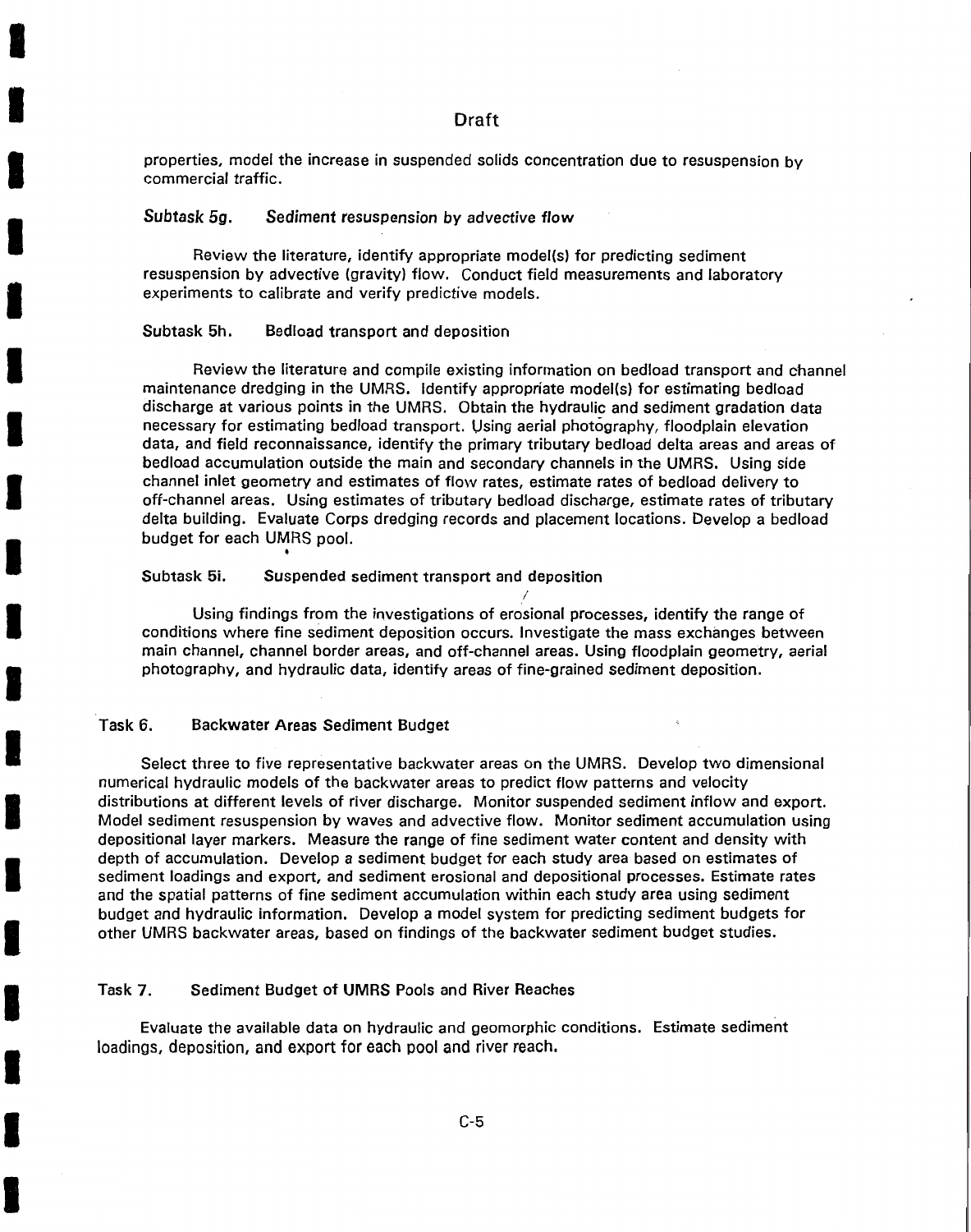properties, model the increase in suspended solids concentration due to resuspension by commercial traffic.

### *Subtask 5g. Sediment resuspension by advective flow*

Review the literature, identify appropriate model(s) for predicting sediment resuspension by advective (gravity) flow. Conduct field measurements and laboratory experiments to calibrate and verify predictive models.

### Subtask 5h. Bedload transport and deposition

Review the literature and compile existing information on bedload transport and channel maintenance dredging in the UMRS. Identify appropriate model(s) for estimating bedload discharge at various points in the UMRS. Obtain the hydraulic and sediment gradation data necessary for estimating bedload transport. Using aerial photography, floodplain elevation data, and field reconnaissance, identify the primary tributary bedload delta areas and areas of bedload accumulation outside the main and secondary channels in the UMRS. Using side channel inlet geometry and estimates of flow rates, estimate rates of bedload delivery to off-channel areas. Using estimates of tributary bedload discharge, estimate rates of tributary delta building. Evaluate Corps dredging records and placement locations. Develop a bedload budget for each UMRS pool.

### Subtask 5i. Suspended sediment transport and deposition

Using findings from the investigations of erosional processes, identify the range of conditions where fine sediment deposition occurs. Investigate the mass exchanges between main channel, channel border areas, and off-channel areas. Using floodplain geometry, aerial photography, and hydraulic data, identify areas of fine-grained sediment deposition.

## Task 6. Backwater Areas Sediment Budget

Select three to five representative backwater areas on the UMRS. Develop two dimensional numerical hydraulic models of the backwater areas to predict flow patterns and velocity distributions at different levels of river discharge. Monitor suspended sediment inflow and export. Model sediment resuspension by waves and advective flow. Monitor sediment accumulation using depositional layer markers. Measure the range of fine sediment water content and density with depth of accumulation. Develop a sediment budget for each study area based on estimates of sediment loadings and export, and sediment erosional and depositional processes. Estimate rates and the spatial patterns of fine sediment accumulation within each study area using sediment budget and hydraulic information. Develop a model system for predicting sediment budgets for other UMRS backwater areas, based on findings of the backwater sediment budget studies.

## Task 7. Sediment Budget of UMRS Pools and River Reaches

Evaluate the available data on hydraulic and geomorphic conditions. Estimate sediment loadings, deposition, and export for each pool and river reach.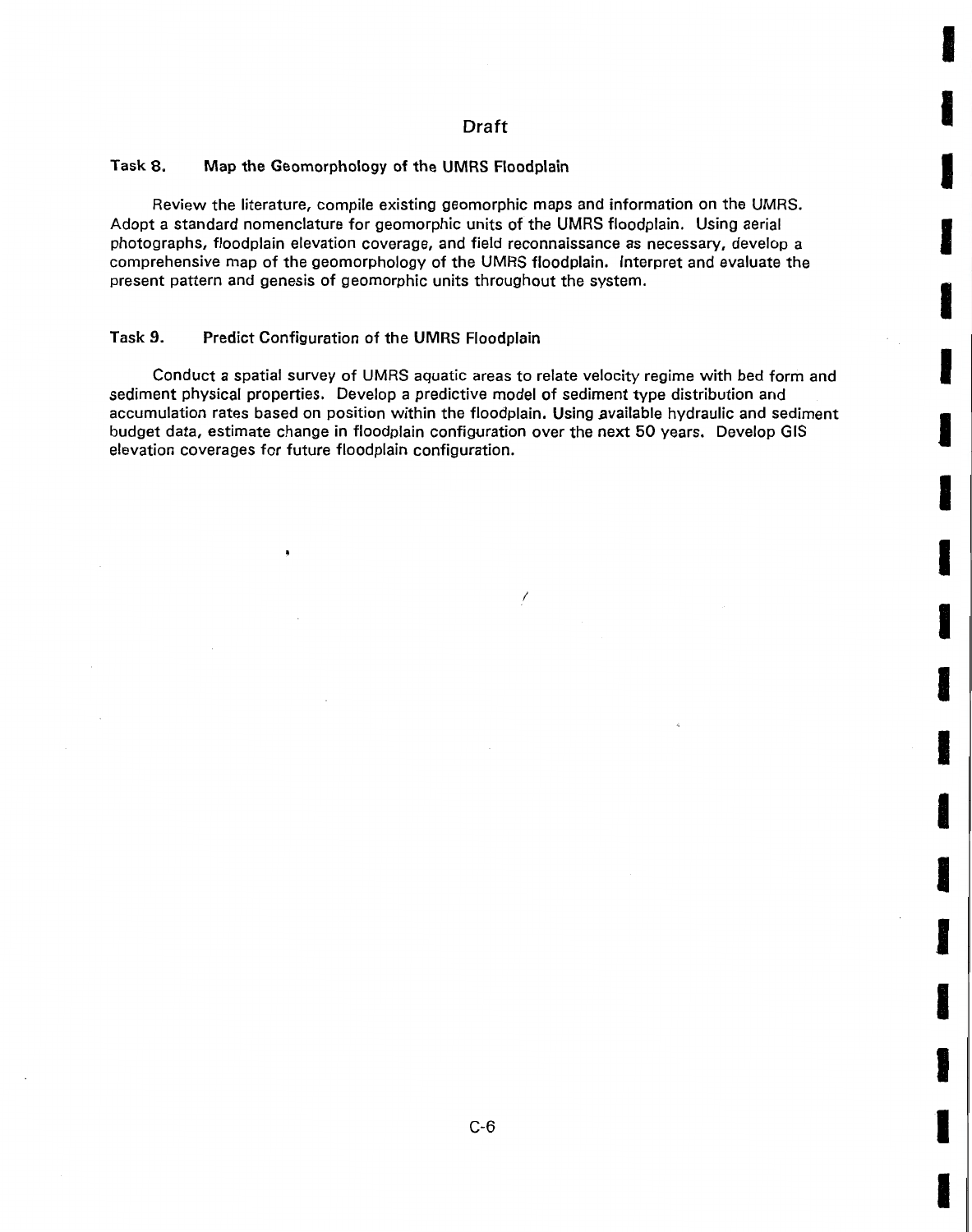Draft

**Task 8. Map the Geomorphology of the UMRS Floodplain**

Review the literature, compile existing geomorphic maps and information on the UMRS. Adopt a standard nomenclature for geomorphic units of the UMRS floodplain. Using aerial photographs, floodplain elevation coverage, and field reconnaissance as necessary, develop a comprehensive map of the geomorphology of the UMRS floodplain. Interpret and evaluate the present pattern and genesis of geomorphic units throughout the system.

**Task 9. Predict Configuration of the UMRS Floodplain**

Conduct a spatial survey of UMRS aquatic areas to relate velocity regime with bed form and sediment physical properties. Develop a predictive model of sediment type distribution and accumulation rates based on position within the floodplain. Using available hydraulic and sediment budget data, estimate change in floodplain configuration over the next 50 years. Develop GIS elevation coverages for future floodplain configuration.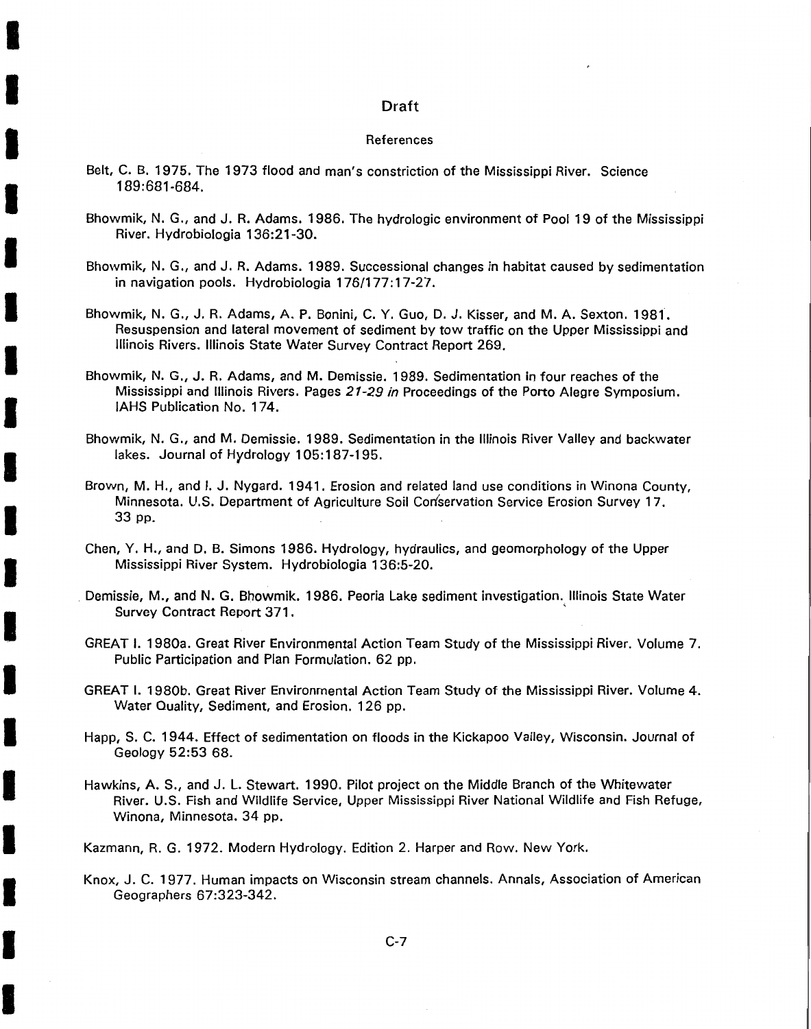Draft

## References

Belt, C. B. 1975. The 1973 flood and man's constriction of the Mississippi River. Science 189:681-684.

Bhowmik, N. G., and J. R. Adams. 1986. The hydrologic environment of Pool 19 of the Mississippi River. Hydrobiologia 136:21-30.

Bhowmik, N. G., and J. R. Adams. 1989. Successional changes in habitat caused by sedimentation in navigation pools. Hydrobiologia 176/177:17-27.

Bhowmik, N. G., J. R. Adams, A. P. Bonini, C. Y. Guo, D. J. Kisser, and M. A. Sexton. 1981. Resuspension and lateral movement of sediment by tow traffic on the Upper Mississippi and Illinois Rivers. Illinois State Water Survey Contract Report 269.

Bhowmik, N. G., J. R. Adams, and M. Demissie. 1989. Sedimentation in four reaches of the Mississippi and Illinois Rivers. Pages *21-29 in* Proceedings of the Porto Alegre Symposium. IAHS Publication No. 174.

Bhowmik, N. G., and M. Demissie. 1989. Sedimentation in the Illinois River Valley and backwater lakes. Journal of Hydrology 105:187-195.

Brown, M. H., and I. J. Nygard. 1941. Erosion and related land use conditions in Winona County, Minnesota. U.S. Department of Agriculture Soil Conservation Service Erosion Survey 17. 33 pp.

Chen, Y. H., and D. B. Simons 1986. Hydrology, hydraulics, and geomorphology of the Upper Mississippi River System. Hydrobiologia 136:5-20.

Demissie, M., and N. G. Bhowmik. 1986. Peoria Lake sediment investigation. Illinois State Water Survey Contract Report 371.

GREAT I. 1980a. Great River Environmental Action Team Study of the Mississippi River. Volume 7. Public Participation and Plan Formulation. 62 pp.

GREAT I. 1980b. Great River Environmental Action Team Study of the Mississippi River. Volume 4. Water Quality, Sediment, and Erosion. 126 pp.

Happ, S. C. 1944. Effect of sedimentation on floods in the Kickapoo Valley, Wisconsin. Journal of Geology 52:53 68.

Hawkins, A. S., and J. L. Stewart. 1990. Pilot project on the Middle Branch of the Whitewater River. U.S. Fish and Wildlife Service, Upper Mississippi River National Wildlife and Fish Refuge, Winona, Minnesota. 34 pp.

Kazmann, R. G. 1972. Modern Hydrology. Edition 2. Harper and Row. New York.

Knox, J. C. 1977. Human impacts on Wisconsin stream channels. Annals, Association of American Geographers 67:323-342.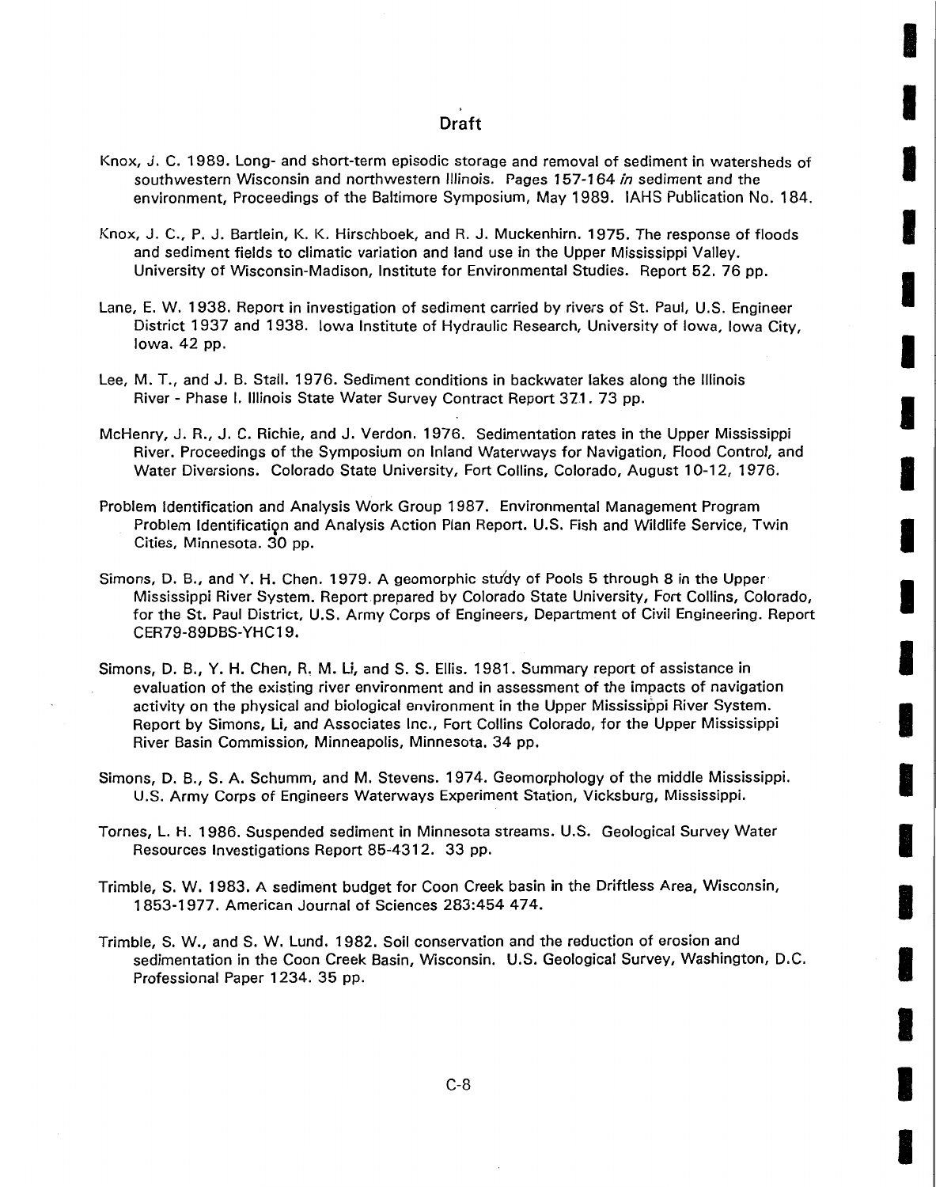Knox, J. C. 1989. Long- and short-term episodic storage and removal of sediment in watersheds of southwestern Wisconsin and northwestern Illinois. Pages 157-164 *in* sediment and the environment, Proceedings of the Baltimore Symposium, May 1989. IAHS Publication No. 184.

Knox, J. C., P. J. Bartlein, K. K. Hirschboek, and R. J. Muckenhirn. 1975. The response of floods and sediment fields to climatic variation and land use in the Upper Mississippi Valley. University of Wisconsin-Madison, Institute for Environmental Studies. Report 52. 76 pp.

Lane, E. W. 1938. Report in investigation of sediment carried by rivers of St. Paul, U.S. Engineer District 1937 and 1938. Iowa Institute of Hydraulic Research, University of Iowa, Iowa City, Iowa. 42 pp.

Lee, M. T., and J. B. Stall. 1976. Sediment conditions in backwater lakes along the Illinois River - Phase I. Illinois State Water Survey Contract Report 371. 73 pp.

McHenry, J. R., J. C. Richie, and J. Verdon. 1976. Sedimentation rates in the Upper Mississippi River. Proceedings of the Symposium on Inland Waterways for Navigation, Flood Control, and Water Diversions. Colorado State University, Fort Collins, Colorado, August 10-12, 1976.

Problem Identification and Analysis Work Group 1987. Environmental Management Program Problem Identification and Analysis Action Plan Report. U.S. Fish and Wildlife Service, Twin Cities, Minnesota. 30 pp.

Simons, D. B., and Y. H. Chen. 1979. A geomorphic study of Pools 5 through 8 in the Upper Mississippi River System. Report prepared by Colorado State University, Fort Collins, Colorado, for the St. Paul District, U.S. Army Corps of Engineers, Department of Civil Engineering. Report CER79-89DBS-YHC19.

Simons, D. B., Y. H. Chen, R. M. Li, and S. S. Ellis. 1981. Summary report of assistance in evaluation of the existing river environment and in assessment of the impacts of navigation activity on the physical and biological environment in the Upper Mississippi River System. Report by Simons, Li, and Associates Inc., Fort Collins Colorado, for the Upper Mississippi River Basin Commission, Minneapolis, Minnesota. 34 pp.

Simons, D. B., S. A. Schumm, and M. Stevens. 1974. Geomorphology of the middle Mississippi. U.S. Army Corps of Engineers Waterways Experiment Station, Vicksburg, Mississippi.

Tornes, L. H. 1986. Suspended sediment in Minnesota streams. U.S. Geological Survey Water Resources Investigations Report 85-4312. 33 pp.

Trimble, S. W. 1983. A sediment budget for Coon Creek basin in the Driftless Area, Wisconsin, 1853-1977. American Journal of Sciences 283:454 474.

Trimble, S. W., and S. W. Lund. 1982. Soil conservation and the reduction of erosion and sedimentation in the Coon Creek Basin, Wisconsin. U.S. Geological Survey, Washington, D.C. Professional Paper 1234. 35 pp.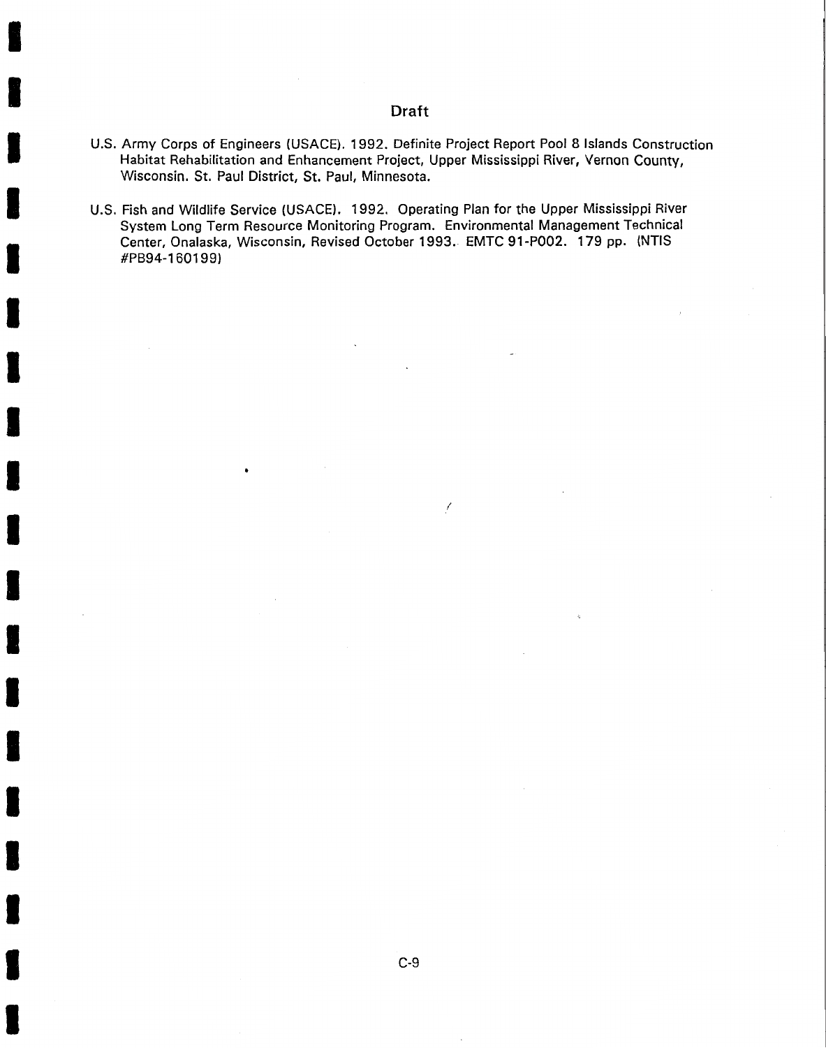Draft

U.S. Army Corps of Engineers (USACE). 1992. Definite Project Report Pool 8 Islands Construction Habitat Rehabilitation and Enhancement Project, Upper Mississippi River, Vernon County, Wisconsin. St. Paul District, St. Paul, Minnesota.

U.S. Fish and Wildlife Service (USACE). 1992. Operating Plan for the Upper Mississippi River System Long Term Resource Monitoring Program. Environmental Management Technical Center, Onalaska, Wisconsin, Revised October 1993. EMTC 91-P002. 179 pp. (NTIS #PB94-160199)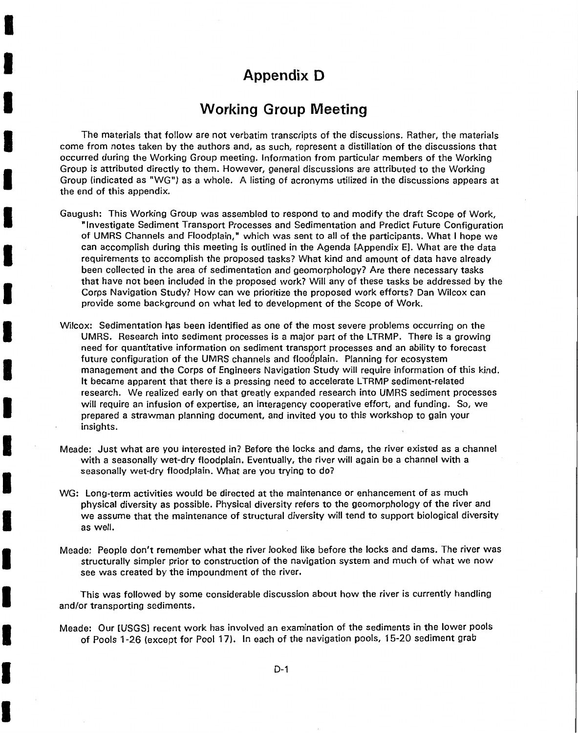# Appendix D

## Working Group Meeting

The materials that follow are not verbatim transcripts of the discussions. Rather, the materials come from notes taken by the authors and, as such, represent a distillation of the discussions that occurred during the Working Group meeting. Information from particular members of the Working Group is attributed directly to them. However, general discussions are attributed to the Working Group (indicated as "WG") as a whole. A listing of acronyms utilized in the discussions appears at the end of this appendix.

Gaugush: This Working Group was assembled to respond to and modify the draft Scope of Work, "Investigate Sediment Transport Processes and Sedimentation and Predict Future Configuration of UMRS Channels and Floodplain," which was sent to all of the participants. What I hope we can accomplish during this meeting is outlined in the Agenda [Appendix E]. What are the data requirements to accomplish the proposed tasks? What kind and amount of data have already been collected in the area of sedimentation and geomorphology? Are there necessary tasks that have not been included in the proposed work? Will any of these tasks be addressed by the Corps Navigation Study? How can we prioritize the proposed work efforts? Dan Wilcox can provide some background on what led to development of the Scope of Work.

Wilcox: Sedimentation has been identified as one of the most severe problems occurring on the UMRS. Research into sediment processes is a major part of the LTRMP. There is a growing need for quantitative information on sediment transport processes and an ability to forecast future configuration of the UMRS channels and floodplain. Planning for ecosystem management and the Corps of Engineers Navigation Study will require information of this kind. It became apparent that there is a pressing need to accelerate LTRMP sediment-related research. We realized early on that greatly expanded research into UMRS sediment processes will require an infusion of expertise, an interagency cooperative effort, and funding. So, we prepared a strawman planning document, and invited you to this workshop to gain your insights.

Meade: Just what are you interested in? Before the locks and dams, the river existed as a channel with a seasonally wet-dry floodplain. Eventually, the river will again be a channel with a seasonally wet-dry floodplain. What are you trying to do?

WG: Long-term activities would be directed at the maintenance or enhancement of as much physical diversity as possible. Physical diversity refers to the geomorphology of the river and we assume that the maintenance of structural diversity will tend to support biological diversity as well.

Meade: People don't remember what the river looked like before the locks and dams. The river was structurally simpler prior to construction of the navigation system and much of what we now see was created by the impoundment of the river.

This was followed by some considerable discussion about how the river is currently handling and/or transporting sediments.

Meade: Our [USGS] recent work has involved an examination of the sediments in the lower pools of Pools 1-26 (except for Pool 17). In each of the navigation pools, 15-20 sediment grab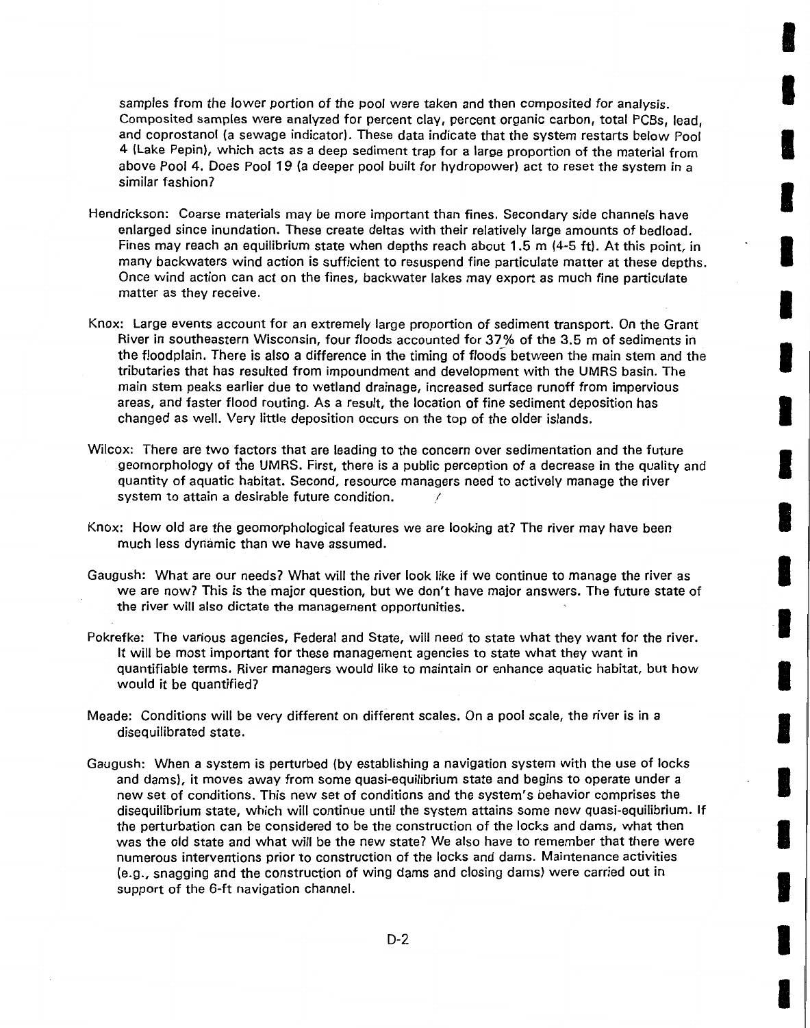samples from the lower portion of the pool were taken and then composited for analysis. Composited samples were analyzed for percent clay, percent organic carbon, total PCBs, lead, and coprostanol (a sewage indicator). These data indicate that the system restarts below Pool 4 (Lake Pepin), which acts as a deep sediment trap for a large proportion of the material from above Pool 4. Does Pool 19 (a deeper pool built for hydropower) act to reset the system in a similar fashion?

Hendrickson: Coarse materials may be more important than fines. Secondary side channels have enlarged since inundation. These create deltas with their relatively large amounts of bedload. Fines may reach an equilibrium state when depths reach about 1.5 m (4-5 ft). At this point, in many backwaters wind action is sufficient to resuspend fine particulate matter at these depths. Once wind action can act on the fines, backwater lakes may export as much fine particulate matter as they receive.

Knox: Large events account for an extremely large proportion of sediment transport. On the Grant River in southeastern Wisconsin, four floods accounted for 37% of the 3.5 m of sediments in the floodplain. There is also a difference in the timing of floods between the main stem and the tributaries that has resulted from impoundment and development with the UMRS basin. The main stem peaks earlier due to wetland drainage, increased surface runoff from impervious areas, and faster flood routing. As a result, the location of fine sediment deposition has changed as well. Very little deposition occurs on the top of the older islands.

Wilcox: There are two factors that are leading to the concern over sedimentation and the future geomorphology of the UMRS. First, there is a public perception of a decrease in the quality and quantity of aquatic habitat. Second, resource managers need to actively manage the river system to attain a desirable future condition.

Knox: How old are the geomorphological features we are looking at? The river may have been much less dynamic than we have assumed.

Gaugush: What are our needs? What will the river look like if we continue to manage the river as we are now? This is the major question, but we don't have major answers. The future state of the river will also dictate the management opportunities.

Pokrefke: The various agencies, Federal and State, will need to state what they want for the river. It will be most important for these management agencies to state what they want in quantifiable terms. River managers would like to maintain or enhance aquatic habitat, but how would it be quantified?

Meade: Conditions will be very different on different scales. On a pool scale, the river is in a disequilibrated state.

Gaugush: When a system is perturbed (by establishing a navigation system with the use of locks and dams), it moves away from some quasi-equilibrium state and begins to operate under a new set of conditions. This new set of conditions and the system's behavior comprises the disequilibrium state, which will continue until the system attains some new quasi-equilibrium. If the perturbation can be considered to be the construction of the locks and dams, what then was the old state and what will be the new state? We also have to remember that there were numerous interventions prior to construction of the locks and dams. Maintenance activities (e.g., snagging and the construction of wing dams and closing dams) were carried out in support of the 6-ft navigation channel.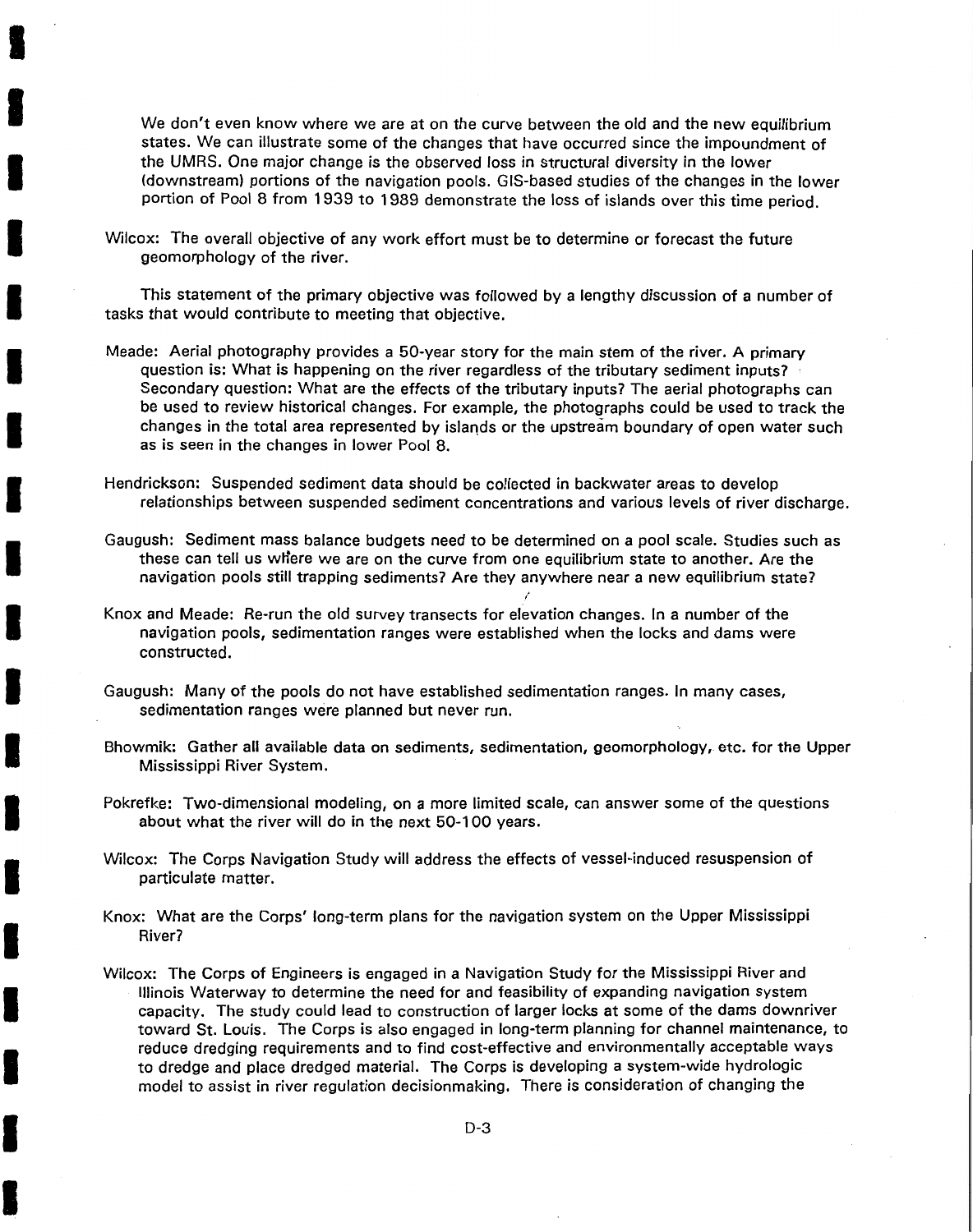We don't even know where we are at on the curve between the old and the new equilibrium states. We can illustrate some of the changes that have occurred since the impoundment of the UMRS. One major change is the observed loss in structural diversity in the lower (downstream) portions of the navigation pools. GIS-based studies of the changes in the lower portion of Pool 8 from 1939 to 1989 demonstrate the loss of islands over this time period.

Wilcox: The overall objective of any work effort must be to determine or forecast the future geomorphology of the river.

This statement of the primary objective was followed by a lengthy discussion of a number of tasks that would contribute to meeting that objective.

Meade: Aerial photography provides a 50-year story for the main stem of the river. A primary question is: What is happening on the river regardless of the tributary sediment inputs? Secondary question: What are the effects of the tributary inputs? The aerial photographs can be used to review historical changes. For example, the photographs could be used to track the changes in the total area represented by islands or the upstream boundary of open water such as is seen in the changes in lower Pool 8.

Hendrickson: Suspended sediment data should be collected in backwater areas to develop relationships between suspended sediment concentrations and various levels of river discharge.

Gaugush: Sediment mass balance budgets need to be determined on a pool scale. Studies such as these can tell us where we are on the curve from one equilibrium state to another. Are the navigation pools still trapping sediments? Are they anywhere near a new equilibrium state?

Knox and Meade: Re-run the old survey transects for elevation changes. In a number of the navigation pools, sedimentation ranges were established when the locks and dams were constructed.

Gaugush: Many of the pools do not have established sedimentation ranges. In many cases, sedimentation ranges were planned but never run.

Bhowmik: Gather all available data on sediments, sedimentation, geomorphology, etc. for the Upper Mississippi River System.

Pokrefke: Two-dimensional modeling, on a more limited scale, can answer some of the questions about what the river will do in the next 50-100 years.

Wilcox: The Corps Navigation Study will address the effects of vessel-induced resuspension of particulate matter.

Knox: What are the Corps' long-term plans for the navigation system on the Upper Mississippi River?

Wilcox: The Corps of Engineers is engaged in a Navigation Study for the Mississippi River and Illinois Waterway to determine the need for and feasibility of expanding navigation system capacity. The study could lead to construction of larger locks at some of the dams downriver toward St. Louis. The Corps is also engaged in long-term planning for channel maintenance, to reduce dredging requirements and to find cost-effective and environmentally acceptable ways to dredge and place dredged material. The Corps is developing a system-wide hydrologic model to assist in river regulation decisionmaking. There is consideration of changing the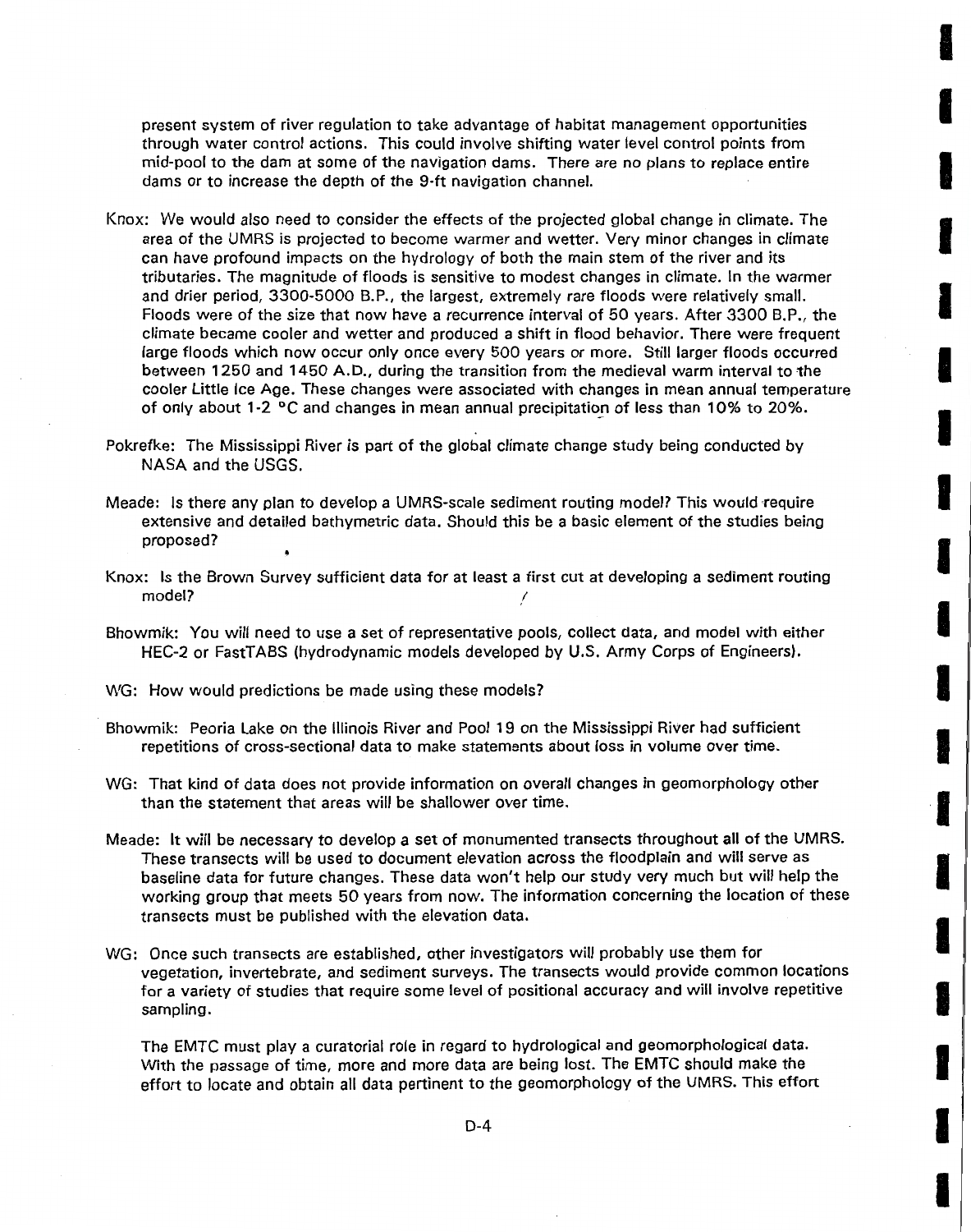present system of river regulation to take advantage of habitat management opportunities through water control actions. This could involve shifting water level control points from mid-pool to the dam at some of the navigation dams. There are no plans to replace entire dams or to increase the depth of the 9-ft navigation channel.

Knox: We would also need to consider the effects of the projected global change in climate. The area of the UMRS is projected to become warmer and wetter. Very minor changes in climate can have profound impacts on the hydrology of both the main stem of the river and its tributaries. The magnitude of floods is sensitive to modest changes in climate. In the warmer and drier period, 3300-5000 B.P., the largest, extremely rare floods were relatively small. Floods were of the size that now have a recurrence interval of 50 years. After 3300 B.P., the climate became cooler and wetter and produced a shift in flood behavior. There were frequent large floods which now occur only once every 500 years or more. Still larger floods occurred between 1250 and 1450 A.D., during the transition from the medieval warm interval to the cooler Little Ice Age. These changes were associated with changes in mean annual temperature of only about 1-2 °C and changes in mean annual precipitation of less than 10% to 20%.

Pokrefke: The Mississippi River is part of the global climate change study being conducted by NASA and the USGS.

Meade: Is there any plan to develop a UMRS-scale sediment routing model? This would require extensive and detailed bathymetric data. Should this be a basic element of the studies being proposed?

Knox: Is the Brown Survey sufficient data for at least a first cut at developing a sediment routing model?

Bhowmik: You will need to use a set of representative pools, collect data, and model with either HEC-2 or FastTABS (hydrodynamic models developed by U.S. Army Corps of Engineers).

WG: How would predictions be made using these models?

Bhowmik: Peoria Lake on the Illinois River and Pool 19 on the Mississippi River had sufficient repetitions of cross-sectional data to make statements about loss in volume over time.

WG: That kind of data does not provide information on overall changes in geomorphology other than the statement that areas will be shallower over time.

Meade: It will be necessary to develop a set of monumented transects throughout all of the UMRS. These transects will be used to document elevation across the floodplain and will serve as baseline data for future changes. These data won't help our study very much but will help the working group that meets 50 years from now. The information concerning the location of these transects must be published with the elevation data.

WG: Once such transects are established, other investigators will probably use them for vegetation, invertebrate, and sediment surveys. The transects would provide common locations for a variety of studies that require some level of positional accuracy and will involve repetitive sampling.

The EMTC must play a curatorial role in regard to hydrological and geomorphological data. With the passage of time, more and more data are being lost. The EMTC should make the effort to locate and obtain all data pertinent to the geomorphology of the UMRS. This effort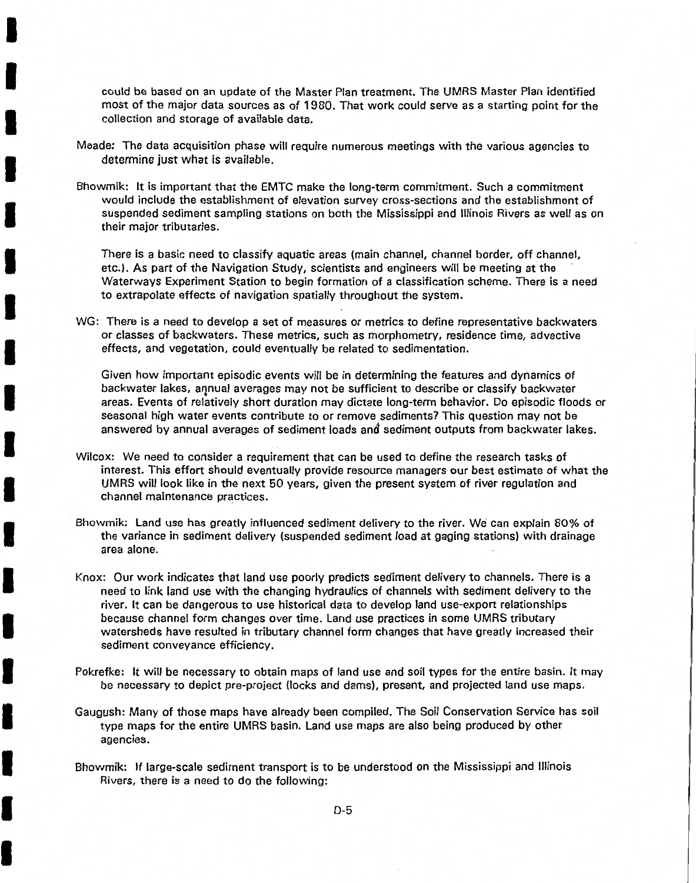could be based on an update of the Master Plan treatment. The UMRS Master Plan identified most of the major data sources as of 1980. That work could serve as a starting point for the collection and storage of available data.

Meade: The data acquisition phase will require numerous meetings with the various agencies to determine just what is available.

Bhowmik: It is important that the EMTC make the long-term commitment. Such a commitment would include the establishment of elevation survey cross-sections and the establishment of suspended sediment sampling stations on both the Mississippi and Illinois Rivers as well as on their major tributaries.

There is a basic need to classify aquatic areas (main channel, channel border, off channel, etc.). As part of the Navigation Study, scientists and engineers will be meeting at the Waterways Experiment Station to begin formation of a classification scheme. There is a need to extrapolate effects of navigation spatially throughout the system.

WG: There is a need to develop a set of measures or metrics to define representative backwaters or classes of backwaters. These metrics, such as morphometry, residence time, advective effects, and vegetation, could eventually be related to sedimentation.

Given how important episodic events will be in determining the features and dynamics of backwater lakes, annual averages may not be sufficient to describe or classify backwater areas. Events of relatively short duration may dictate long-term behavior. Do episodic floods or seasonal high water events contribute to or remove sediments? This question may not be answered by annual averages of sediment loads and sediment outputs from backwater lakes.

Wilcox: We need to consider a requirement that can be used to define the research tasks of interest. This effort should eventually provide resource managers our best estimate of what the UMRS will look like in the next 50 years, given the present system of river regulation and channel maintenance practices.

Bhowmik: Land use has greatly influenced sediment delivery to the river. We can explain 80% of the variance in sediment delivery (suspended sediment load at gaging stations) with drainage area alone.

Knox: Our work indicates that land use poorly predicts sediment delivery to channels. There is a need to link land use with the changing hydraulics of channels with sediment delivery to the river. It can be dangerous to use historical data to develop land use-export relationships because channel form changes over time. Land use practices in some UMRS tributary watersheds have resulted in tributary channel form changes that have greatly increased their sediment conveyance efficiency.

Pokrefke: It will be necessary to obtain maps of land use and soil types for the entire basin. It may be necessary to depict pre-project (locks and dams), present, and projected land use maps.

Gaugush: Many of those maps have already been compiled. The Soil Conservation Service has soil type maps for the entire UMRS basin. Land use maps are also being produced by other agencies.

Bhowmik: If large-scale sediment transport is to be understood on the Mississippi and Illinois Rivers, there is a need to do the following: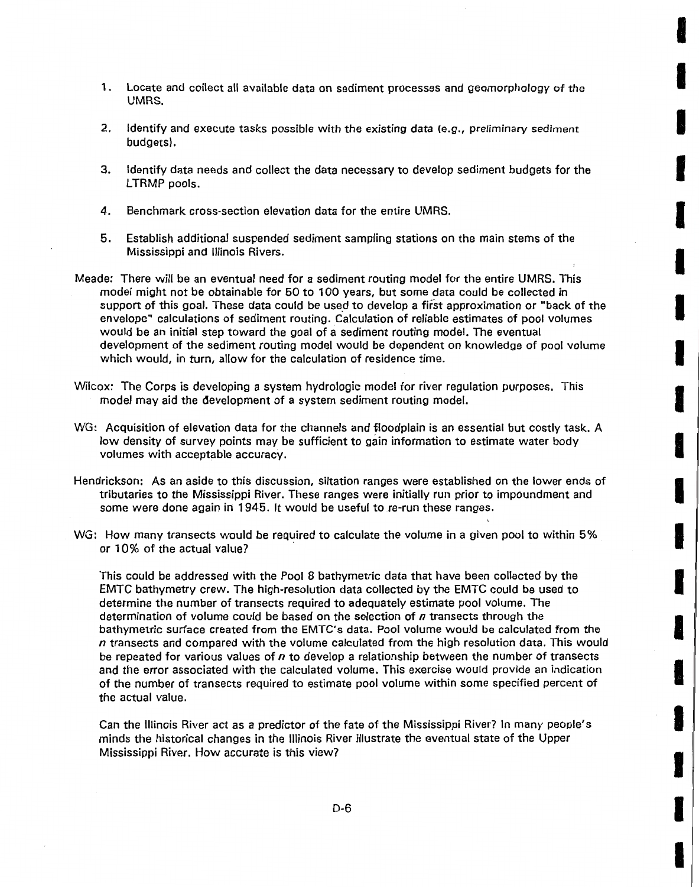1. Locate and collect all available data on sediment processes and geomorphology of the UMRS.

2. Identify and execute tasks possible with the existing data (e.g., preliminary sediment budgets).

3. Identify data needs and collect the data necessary to develop sediment budgets for the LTRMP pools.

4. Benchmark cross-section elevation data for the entire UMRS.

5. Establish additional suspended sediment sampling stations on the main stems of the Mississippi and Illinois Rivers.

Meade: There will be an eventual need for a sediment routing model for the entire UMRS. This model might not be obtainable for 50 to 100 years, but some data could be collected in support of this goal. These data could be used to develop a first approximation or "back of the envelope" calculations of sediment routing. Calculation of reliable estimates of pool volumes would be an initial step toward the goal of a sediment routing model. The eventual development of the sediment routing model would be dependent on knowledge of pool volume which would, in turn, allow for the calculation of residence time.

Wilcox: The Corps is developing a system hydrologic model for river regulation purposes. This model may aid the development of a system sediment routing model.

WG: Acquisition of elevation data for the channels and floodplain is an essential but costly task. A low density of survey points may be sufficient to gain information to estimate water body volumes with acceptable accuracy.

Hendrickson: As an aside to this discussion, siltation ranges were established on the lower ends of tributaries to the Mississippi River. These ranges were initially run prior to impoundment and some were done again in 1945. It would be useful to re-run these ranges.

WG: How many transects would be required to calculate the volume in a given pool to within 5% or 10% of the actual value?

This could be addressed with the Pool 8 bathymetric data that have been collected by the EMTC bathymetry crew. The high-resolution data collected by the EMTC could be used to determine the number of transects required to adequately estimate pool volume. The determination of volume could be based on the selection of *n* transects through the bathymetric surface created from the EMTC's data. Pool volume would be calculated from the *n* transects and compared with the volume calculated from the high resolution data. This would be repeated for various values of *n* to develop a relationship between the number of transects and the error associated with the calculated volume. This exercise would provide an indication of the number of transects required to estimate pool volume within some specified percent of the actual value.

Can the Illinois River act as a predictor of the fate of the Mississippi River? In many people's minds the historical changes in the Illinois River illustrate the eventual state of the Upper Mississippi River. How accurate is this view?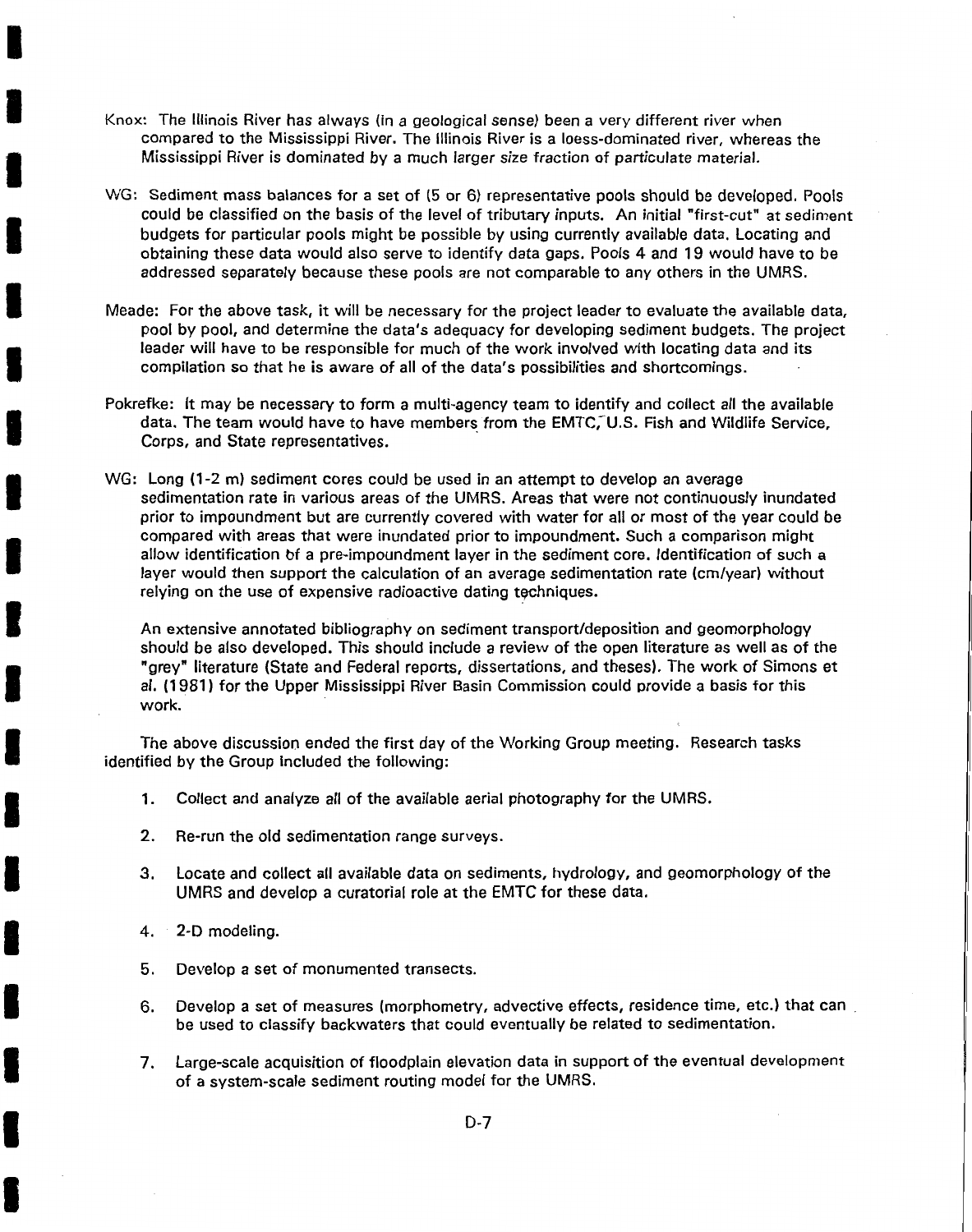Knox: The Illinois River has always (in a geological sense) been a very different river when compared to the Mississippi River. The Illinois River is a loess-dominated river, whereas the Mississippi River is dominated by a much larger size fraction of particulate material.

WG: Sediment mass balances for a set of (5 or 6) representative pools should be developed. Pools could be classified on the basis of the level of tributary inputs. An initial "first-cut" at sediment budgets for particular pools might be possible by using currently available data. Locating and obtaining these data would also serve to identify data gaps. Pools 4 and 19 would have to be addressed separately because these pools are not comparable to any others in the UMRS.

Meade: For the above task, it will be necessary for the project leader to evaluate the available data, pool by pool, and determine the data's adequacy for developing sediment budgets. The project leader will have to be responsible for much of the work involved with locating data and its compilation so that he is aware of all of the data's possibilities and shortcomings.

Pokrefke: It may be necessary to form a multi-agency team to identify and collect all the available data. The team would have to have members from the EMTC, U.S. Fish and Wildlife Service, Corps, and State representatives.

WG: Long (1-2 m) sediment cores could be used in an attempt to develop an average sedimentation rate in various areas of the UMRS. Areas that were not continuously inundated prior to impoundment but are currently covered with water for all or most of the year could be compared with areas that were inundated prior to impoundment. Such a comparison might allow identification of a pre-impoundment layer in the sediment core. Identification of such a layer would then support the calculation of an average sedimentation rate (cm/year) without relying on the use of expensive radioactive dating techniques.

An extensive annotated bibliography on sediment transport/deposition and geomorphology should be also developed. This should include a review of the open literature as well as of the "grey" literature (State and Federal reports, dissertations, and theses). The work of Simons et al. (1981) for the Upper Mississippi River Basin Commission could provide a basis for this work.

The above discussion ended the first day of the Working Group meeting. Research tasks identified by the Group included the following:

1. Collect and analyze all of the available aerial photography for the UMRS.

2. Re-run the old sedimentation range surveys.

3. Locate and collect all available data on sediments, hydrology, and geomorphology of the UMRS and develop a curatorial role at the EMTC for these data.

4. 2-D modeling.

5. Develop a set of monumented transects.

6. Develop a set of measures (morphometry, advective effects, residence time, etc.) that can be used to classify backwaters that could eventually be related to sedimentation.

7. Large-scale acquisition of floodplain elevation data in support of the eventual development of a system-scale sediment routing model for the UMRS.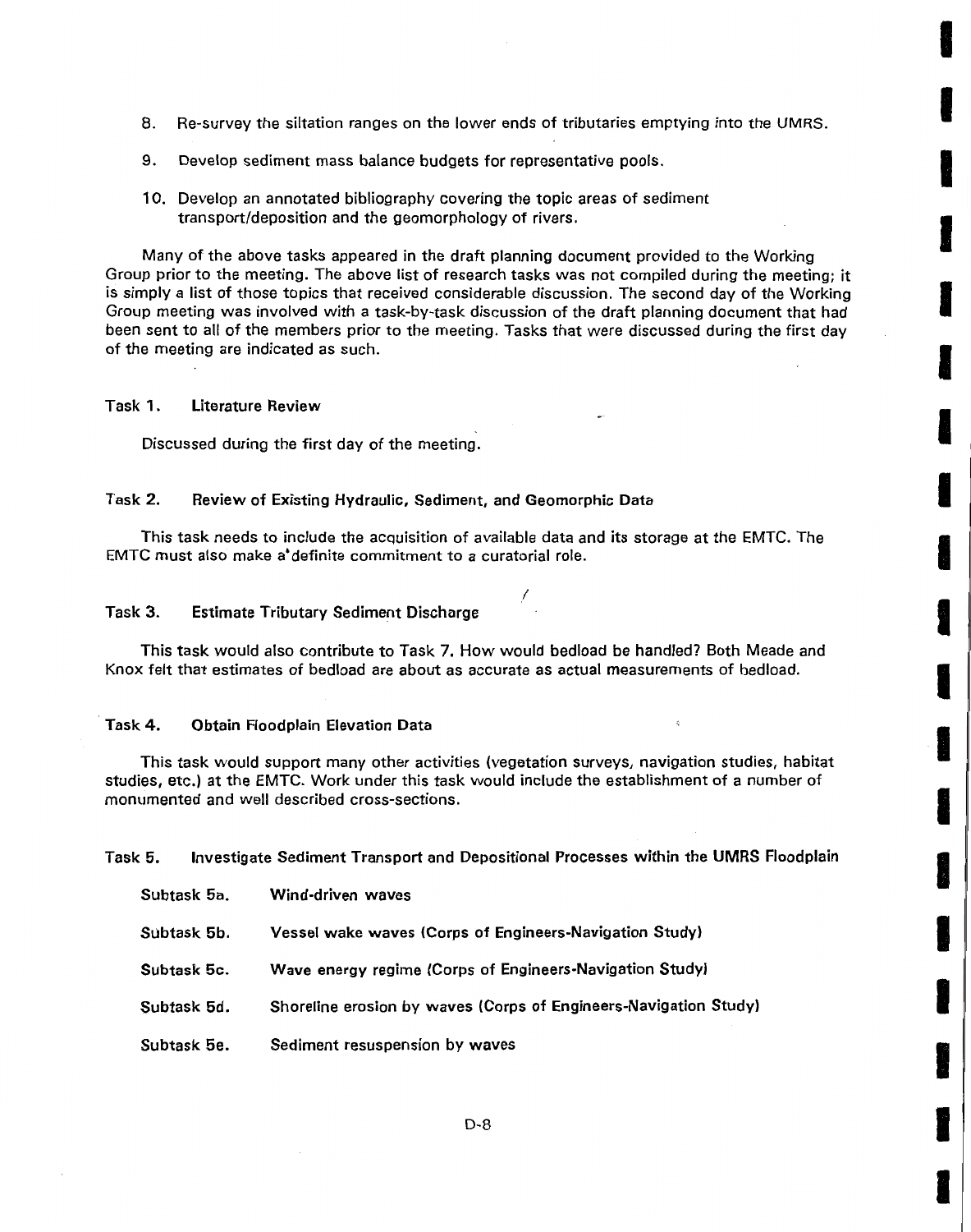8. Re-survey the siltation ranges on the lower ends of tributaries emptying into the UMRS.

9. Develop sediment mass balance budgets for representative pools.

10. Develop an annotated bibliography covering the topic areas of sediment transport/deposition and the geomorphology of rivers.

Many of the above tasks appeared in the draft planning document provided to the Working Group prior to the meeting. The above list of research tasks was not compiled during the meeting; it is simply a list of those topics that received considerable discussion. The second day of the Working Group meeting was involved with a task-by-task discussion of the draft planning document that had been sent to all of the members prior to the meeting. Tasks that were discussed during the first day of the meeting are indicated as such.

**Task 1. Literature Review**

Discussed during the first day of the meeting.

**Task 2. Review of Existing Hydraulic, Sediment, and Geomorphic Data**

This task needs to include the acquisition of available data and its storage at the EMTC. The EMTC must also make a definite commitment to a curatorial role.

**Task 3. Estimate Tributary Sediment Discharge**

This task would also contribute to Task 7. How would bedload be handled? Both Meade and Knox felt that estimates of bedload are about as accurate as actual measurements of bedload.

**Task 4. Obtain Floodplain Elevation Data**

This task would support many other activities (vegetation surveys, navigation studies, habitat studies, etc.) at the EMTC. Work under this task would include the establishment of a number of monumented and well described cross-sections.

**Task 5. Investigate Sediment Transport and Depositional Processes within the UMRS Floodplain**

**Subtask 5a.** Wind-driven waves

**Subtask 5b.** Vessel wake waves (Corps of Engineers-Navigation Study)

**Subtask 5c.** Wave energy regime (Corps of Engineers-Navigation Study)

**Subtask 5d.** Shoreline erosion by waves (Corps of Engineers-Navigation Study)

**Subtask 5e.** Sediment resuspension by waves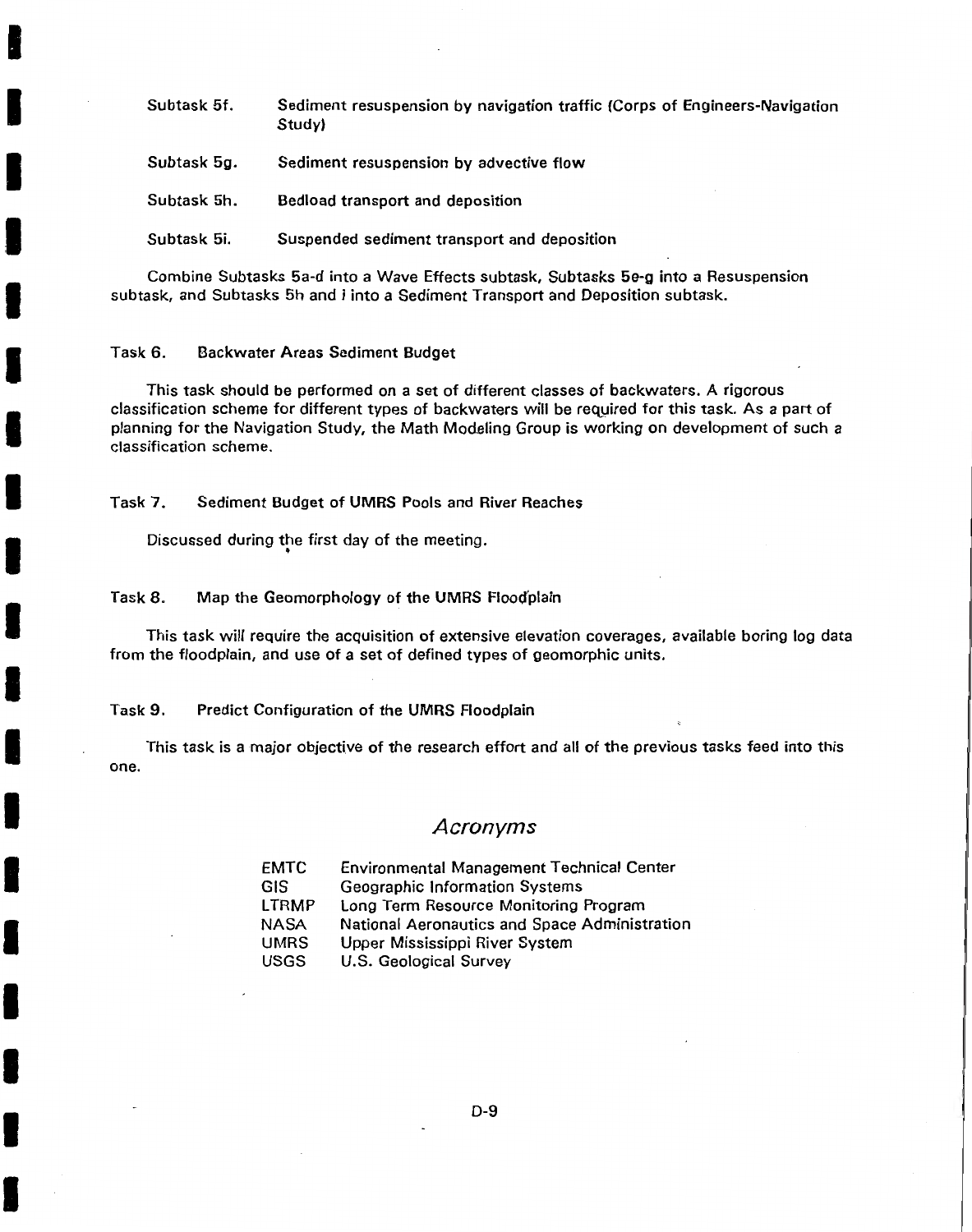Subtask 5f. Sediment resuspension by navigation traffic (Corps of Engineers-Navigation Study)

Subtask 5g. Sediment resuspension by advective flow

Subtask 5h. Bedload transport and deposition

Subtask 5i. Suspended sediment transport and deposition

Combine Subtasks 5a-d into a Wave Effects subtask, Subtasks 5e-g into a Resuspension subtask, and Subtasks 5h and i into a Sediment Transport and Deposition subtask.

Task 6. Backwater Areas Sediment Budget

This task should be performed on a set of different classes of backwaters. A rigorous classification scheme for different types of backwaters will be required for this task. As a part of planning for the Navigation Study, the Math Modeling Group is working on development of such a classification scheme.

Task 7. Sediment Budget of UMRS Pools and River Reaches

Discussed during the first day of the meeting.

Task 8. Map the Geomorphology of the UMRS Floodplain

This task will require the acquisition of extensive elevation coverages, available boring log data from the floodplain, and use of a set of defined types of geomorphic units.

Task 9. Predict Configuration of the UMRS Floodplain

This task is a major objective of the research effort and all of the previous tasks feed into this one.

## *Acronyms*

| | |
|---|---|
| EMTC | Environmental Management Technical Center |
| GIS | Geographic Information Systems |
| LTRMP | Long Term Resource Monitoring Program |
| NASA | National Aeronautics and Space Administration |
| UMRS | Upper Mississippi River System |
| USGS | U.S. Geological Survey |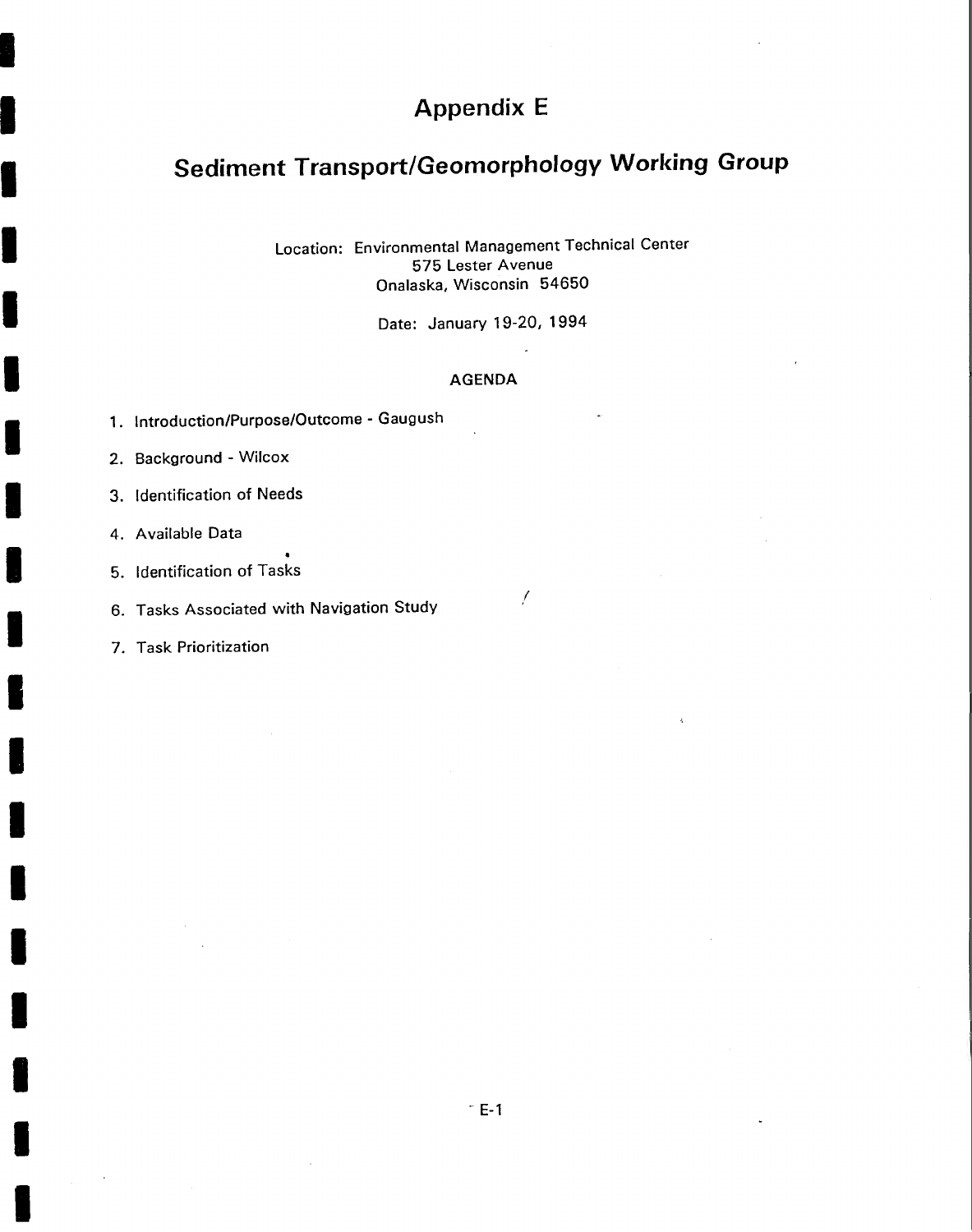# Appendix E

## Sediment Transport/Geomorphology Working Group

Location: Environmental Management Technical Center
575 Lester Avenue
Onalaska, Wisconsin 54650

Date: January 19-20, 1994

### AGENDA

1. Introduction/Purpose/Outcome - Gaugush
2. Background - Wilcox
3. Identification of Needs
4. Available Data
5. Identification of Tasks
6. Tasks Associated with Navigation Study
7. Task Prioritization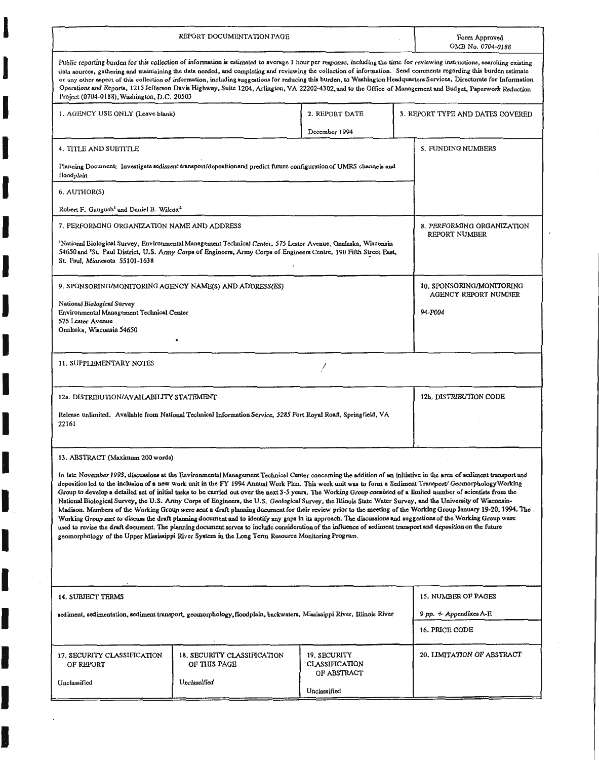# REPORT DOCUMENTATION PAGE

Form Approved
OMB No. 0704-0188

Public reporting burden for this collection of information is estimated to average 1 hour per response, including the time for reviewing instructions, searching existing data sources, gathering and maintaining the data needed, and completing and reviewing the collection of information. Send comments regarding this burden estimate or any other aspect of this collection of information, including suggestions for reducing this burden, to Washington Headquarters Services, Directorate for Information Operations and Reports, 1215 Jefferson Davis Highway, Suite 1204, Arlington, VA 22202-4302, and to the Office of Management and Budget, Paperwork Reduction Project (0704-0188), Washington, D.C. 20503

| | | |
|---|---|---|
| 1. AGENCY USE ONLY (Leave blank) | 2. REPORT DATE<br>December 1994 | 3. REPORT TYPE AND DATES COVERED |

**4. TITLE AND SUBTITLE**

Planning Document: Investigate sediment transport/deposition and predict future configuration of UMRS channels and floodplain

**5. FUNDING NUMBERS**

**6. AUTHOR(S)**

Robert F. Gaugush[1] and Daniel B. Wilcox[2]

**7. PERFORMING ORGANIZATION NAME AND ADDRESS**

[1]National Biological Survey, Environmental Management Technical Center, 575 Lester Avenue, Onalaska, Wisconsin 54650 and [2]St. Paul District, U.S. Army Corps of Engineers, Army Corps of Engineers Centre, 190 Fifth Street East, St. Paul, Minnesota 55101-1638

**8. PERFORMING ORGANIZATION REPORT NUMBER**

**9. SPONSORING/MONITORING AGENCY NAME(S) AND ADDRESS(ES)**

National Biological Survey
Environmental Management Technical Center
575 Lester Avenue
Onalaska, Wisconsin 54650

**10. SPONSORING/MONITORING AGENCY REPORT NUMBER**

94-P004

**11. SUPPLEMENTARY NOTES**

**12a. DISTRIBUTION/AVAILABILITY STATEMENT**

Release unlimited. Available from National Technical Information Service, 5285 Port Royal Road, Springfield, VA 22161

**12b. DISTRIBUTION CODE**

**13. ABSTRACT (Maximum 200 words)**

In late November 1993, discussions at the Environmental Management Technical Center concerning the addition of an initiative in the area of sediment transport and deposition led to the inclusion of a new work unit in the FY 1994 Annual Work Plan. This work unit was to form a Sediment Transport/ Geomorphology Working Group to develop a detailed set of initial tasks to be carried out over the next 3-5 years. The Working Group consisted of a limited number of scientists from the National Biological Survey, the U.S. Army Corps of Engineers, the U.S. Geological Survey, the Illinois State Water Survey, and the University of Wisconsin-Madison. Members of the Working Group were sent a draft planning document for their review prior to the meeting of the Working Group January 19-20, 1994. The Working Group met to discuss the draft planning document and to identify any gaps in its approach. The discussions and suggestions of the Working Group were used to revise the draft document. The planning document serves to include consideration of the influence of sediment transport and deposition on the future geomorphology of the Upper Mississippi River System in the Long Term Resource Monitoring Program.

**14. SUBJECT TERMS**

sediment, sedimentation, sediment transport, geomorphology, floodplain, backwaters, Mississippi River, Illinois River

**15. NUMBER OF PAGES**

9 pp. + Appendixes A-E

**16. PRICE CODE**

| | | | |
|---|---|---|---|
| 17. SECURITY CLASSIFICATION OF REPORT | 18. SECURITY CLASSIFICATION OF THIS PAGE | 19. SECURITY CLASSIFICATION OF ABSTRACT | 20. LIMITATION OF ABSTRACT |
| Unclassified | Unclassified | Unclassified | |